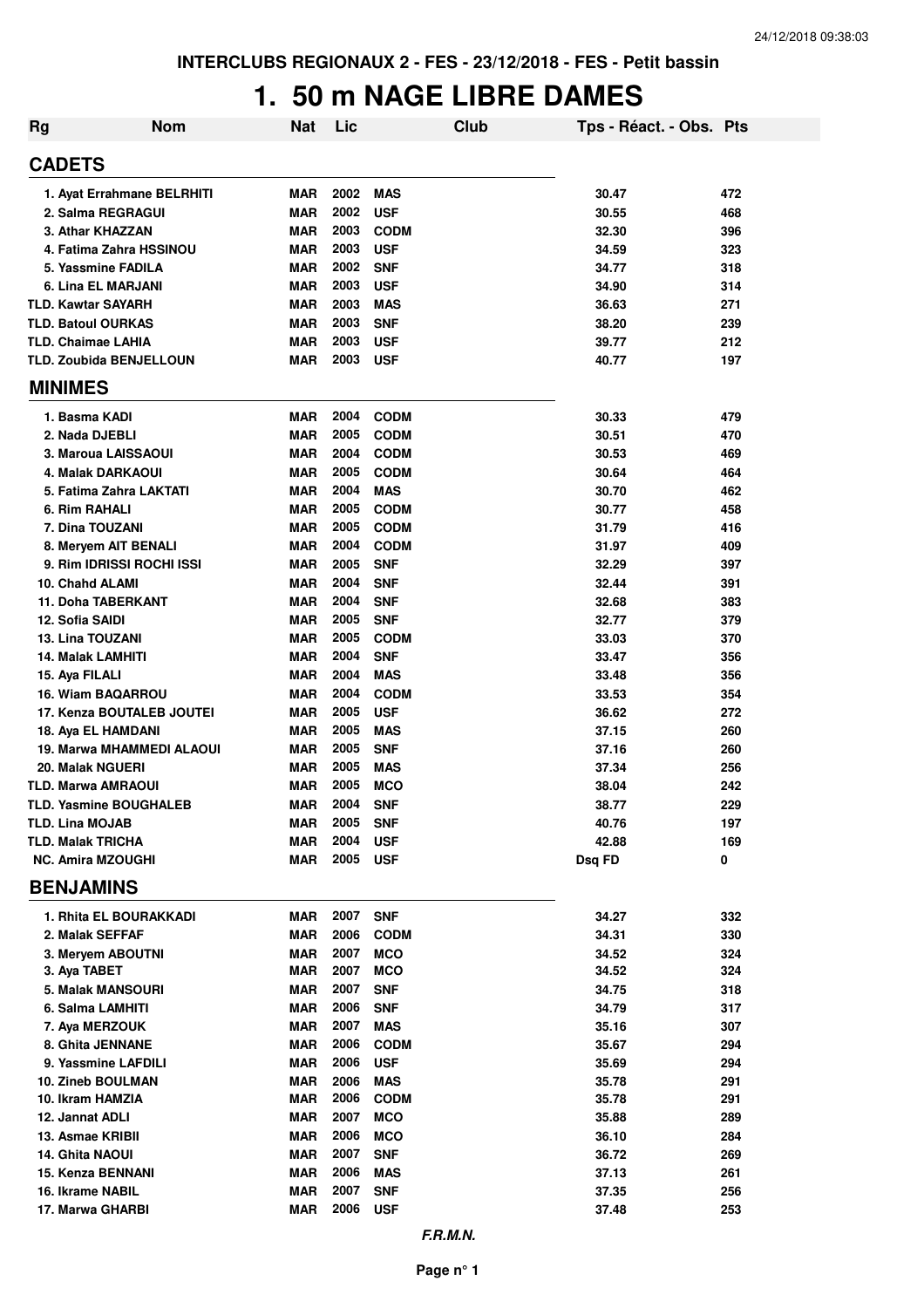INTERCLUBS REGIONAUX 2 - FES - 23/12/2018 - FES - Petit bassin

# 1. 50 m NAGE LIBRE DAMES

| Rg | Nom | Nat | Lic | Club | Tps - Réact. - Obs. | Pts |
|---|---|---|---|---|---|---|
| **CADETS** | | | | | | |
| 1. | Ayat Errahmane BELRHITI | MAR | 2002 | MAS | 30.47 | 472 |
| 2. | Salma REGRAGUI | MAR | 2002 | USF | 30.55 | 468 |
| 3. | Athar KHAZZAN | MAR | 2003 | CODM | 32.30 | 396 |
| 4. | Fatima Zahra HSSINOU | MAR | 2003 | USF | 34.59 | 323 |
| 5. | Yassmine FADILA | MAR | 2002 | SNF | 34.77 | 318 |
| 6. | Lina EL MARJANI | MAR | 2003 | USF | 34.90 | 314 |
| TLD. | Kawtar SAYARH | MAR | 2003 | MAS | 36.63 | 271 |
| TLD. | Batoul OURKAS | MAR | 2003 | SNF | 38.20 | 239 |
| TLD. | Chaimae LAHIA | MAR | 2003 | USF | 39.77 | 212 |
| TLD. | Zoubida BENJELLOUN | MAR | 2003 | USF | 40.77 | 197 |
| **MINIMES** | | | | | | |
| 1. | Basma KADI | MAR | 2004 | CODM | 30.33 | 479 |
| 2. | Nada DJEBLI | MAR | 2005 | CODM | 30.51 | 470 |
| 3. | Maroua LAISSAOUI | MAR | 2004 | CODM | 30.53 | 469 |
| 4. | Malak DARKAOUI | MAR | 2005 | CODM | 30.64 | 464 |
| 5. | Fatima Zahra LAKTATI | MAR | 2004 | MAS | 30.70 | 462 |
| 6. | Rim RAHALI | MAR | 2005 | CODM | 30.77 | 458 |
| 7. | Dina TOUZANI | MAR | 2005 | CODM | 31.79 | 416 |
| 8. | Meryem AIT BENALI | MAR | 2004 | CODM | 31.97 | 409 |
| 9. | Rim IDRISSI ROCHI ISSI | MAR | 2005 | SNF | 32.29 | 397 |
| 10. | Chahd ALAMI | MAR | 2004 | SNF | 32.44 | 391 |
| 11. | Doha TABERKANT | MAR | 2004 | SNF | 32.68 | 383 |
| 12. | Sofia SAIDI | MAR | 2005 | SNF | 32.77 | 379 |
| 13. | Lina TOUZANI | MAR | 2005 | CODM | 33.03 | 370 |
| 14. | Malak LAMHITI | MAR | 2004 | SNF | 33.47 | 356 |
| 15. | Aya FILALI | MAR | 2004 | MAS | 33.48 | 356 |
| 16. | Wiam BAQARROU | MAR | 2004 | CODM | 33.53 | 354 |
| 17. | Kenza BOUTALEB JOUTEI | MAR | 2005 | USF | 36.62 | 272 |
| 18. | Aya EL HAMDANI | MAR | 2005 | MAS | 37.15 | 260 |
| 19. | Marwa MHAMMEDI ALAOUI | MAR | 2005 | SNF | 37.16 | 260 |
| 20. | Malak NGUERI | MAR | 2005 | MAS | 37.34 | 256 |
| TLD. | Marwa AMRAOUI | MAR | 2005 | MCO | 38.04 | 242 |
| TLD. | Yasmine BOUGHALEB | MAR | 2004 | SNF | 38.77 | 229 |
| TLD. | Lina MOJAB | MAR | 2005 | SNF | 40.76 | 197 |
| TLD. | Malak TRICHA | MAR | 2004 | USF | 42.88 | 169 |
| NC. | Amira MZOUGHI | MAR | 2005 | USF | Dsq FD | 0 |
| **BENJAMINS** | | | | | | |
| 1. | Rhita EL BOURAKKADI | MAR | 2007 | SNF | 34.27 | 332 |
| 2. | Malak SEFFAF | MAR | 2006 | CODM | 34.31 | 330 |
| 3. | Meryem ABOUTNI | MAR | 2007 | MCO | 34.52 | 324 |
| 3. | Aya TABET | MAR | 2007 | MCO | 34.52 | 324 |
| 5. | Malak MANSOURI | MAR | 2007 | SNF | 34.75 | 318 |
| 6. | Salma LAMHITI | MAR | 2006 | SNF | 34.79 | 317 |
| 7. | Aya MERZOUK | MAR | 2007 | MAS | 35.16 | 307 |
| 8. | Ghita JENNANE | MAR | 2006 | CODM | 35.67 | 294 |
| 9. | Yassmine LAFDILI | MAR | 2006 | USF | 35.69 | 294 |
| 10. | Zineb BOULMAN | MAR | 2006 | MAS | 35.78 | 291 |
| 10. | Ikram HAMZIA | MAR | 2006 | CODM | 35.78 | 291 |
| 12. | Jannat ADLI | MAR | 2007 | MCO | 35.88 | 289 |
| 13. | Asmae KRIBII | MAR | 2006 | MCO | 36.10 | 284 |
| 14. | Ghita NAOUI | MAR | 2007 | SNF | 36.72 | 269 |
| 15. | Kenza BENNANI | MAR | 2006 | MAS | 37.13 | 261 |
| 16. | Ikrame NABIL | MAR | 2007 | SNF | 37.35 | 256 |
| 17. | Marwa GHARBI | MAR | 2006 | USF | 37.48 | 253 |

*F.R.M.N.*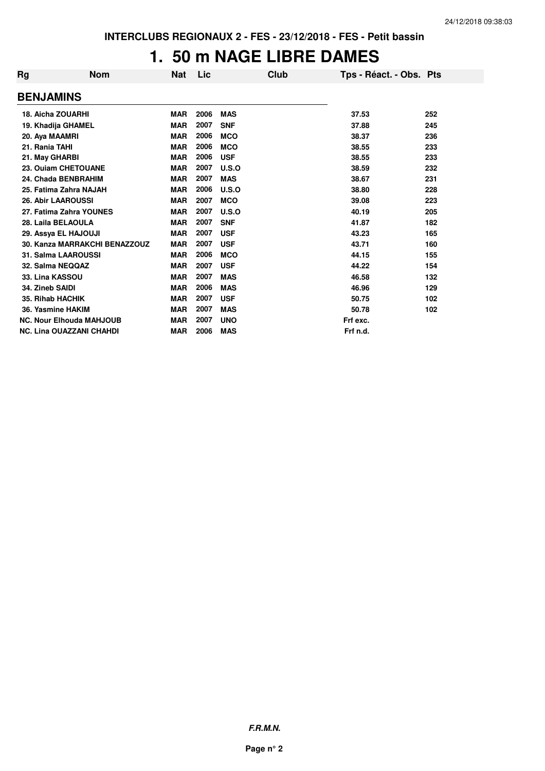# 1. 50 m NAGE LIBRE DAMES

| Rg | Nom | Nat | Lic | Club | Tps - Réact. - Obs. | Pts |
|---|---|---|---|---|---|---|
| **BENJAMINS** | | | | | | |
| 18. | Aicha ZOUARHI | MAR | 2006 | MAS | 37.53 | 252 |
| 19. | Khadija GHAMEL | MAR | 2007 | SNF | 37.88 | 245 |
| 20. | Aya MAAMRI | MAR | 2006 | MCO | 38.37 | 236 |
| 21. | Rania TAHI | MAR | 2006 | MCO | 38.55 | 233 |
| 21. | May GHARBI | MAR | 2006 | USF | 38.55 | 233 |
| 23. | Ouiam CHETOUANE | MAR | 2007 | U.S.O | 38.59 | 232 |
| 24. | Chada BENBRAHIM | MAR | 2007 | MAS | 38.67 | 231 |
| 25. | Fatima Zahra NAJAH | MAR | 2006 | U.S.O | 38.80 | 228 |
| 26. | Abir LAAROUSSI | MAR | 2007 | MCO | 39.08 | 223 |
| 27. | Fatima Zahra YOUNES | MAR | 2007 | U.S.O | 40.19 | 205 |
| 28. | Laila BELAOULA | MAR | 2007 | SNF | 41.87 | 182 |
| 29. | Assya EL HAJOUJI | MAR | 2007 | USF | 43.23 | 165 |
| 30. | Kanza MARRAKCHI BENAZZOUZ | MAR | 2007 | USF | 43.71 | 160 |
| 31. | Salma LAAROUSSI | MAR | 2006 | MCO | 44.15 | 155 |
| 32. | Salma NEQQAZ | MAR | 2007 | USF | 44.22 | 154 |
| 33. | Lina KASSOU | MAR | 2007 | MAS | 46.58 | 132 |
| 34. | Zineb SAIDI | MAR | 2006 | MAS | 46.96 | 129 |
| 35. | Rihab HACHIK | MAR | 2007 | USF | 50.75 | 102 |
| 36. | Yasmine HAKIM | MAR | 2007 | MAS | 50.78 | 102 |
| NC. | Nour Elhouda MAHJOUB | MAR | 2007 | UNO | Frf exc. | |
| NC. | Lina OUAZZANI CHAHDI | MAR | 2006 | MAS | Frf n.d. | |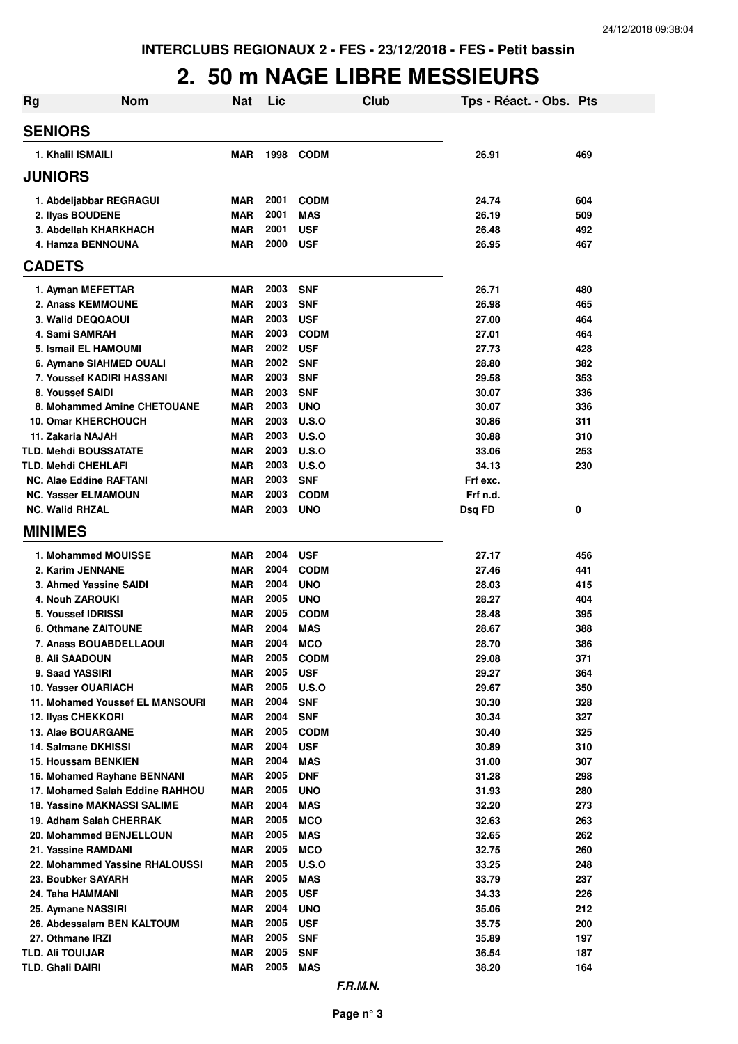INTERCLUBS REGIONAUX 2 - FES - 23/12/2018 - FES - Petit bassin

# 2. 50 m NAGE LIBRE MESSIEURS

| Rg | Nom | Nat | Lic | Club | Tps - Réact. - Obs. | Pts |
|---|---|---|---|---|---|---|
| **SENIORS** | | | | | | |
| 1. Khalil ISMAILI | | MAR | 1998 | CODM | 26.91 | 469 |
| **JUNIORS** | | | | | | |
| 1. Abdeljabbar REGRAGUI | | MAR | 2001 | CODM | 24.74 | 604 |
| 2. Ilyas BOUDENE | | MAR | 2001 | MAS | 26.19 | 509 |
| 3. Abdellah KHARKHACH | | MAR | 2001 | USF | 26.48 | 492 |
| 4. Hamza BENNOUNA | | MAR | 2000 | USF | 26.95 | 467 |
| **CADETS** | | | | | | |
| 1. Ayman MEFETTAR | | MAR | 2003 | SNF | 26.71 | 480 |
| 2. Anass KEMMOUNE | | MAR | 2003 | SNF | 26.98 | 465 |
| 3. Walid DEQQAOUI | | MAR | 2003 | USF | 27.00 | 464 |
| 4. Sami SAMRAH | | MAR | 2003 | CODM | 27.01 | 464 |
| 5. Ismail EL HAMOUMI | | MAR | 2002 | USF | 27.73 | 428 |
| 6. Aymane SIAHMED OUALI | | MAR | 2002 | SNF | 28.80 | 382 |
| 7. Youssef KADIRI HASSANI | | MAR | 2003 | SNF | 29.58 | 353 |
| 8. Youssef SAIDI | | MAR | 2003 | SNF | 30.07 | 336 |
| 8. Mohammed Amine CHETOUANE | | MAR | 2003 | UNO | 30.07 | 336 |
| 10. Omar KHERCHOUCH | | MAR | 2003 | U.S.O | 30.86 | 311 |
| 11. Zakaria NAJAH | | MAR | 2003 | U.S.O | 30.88 | 310 |
| TLD. Mehdi BOUSSATATE | | MAR | 2003 | U.S.O | 33.06 | 253 |
| TLD. Mehdi CHEHLAFI | | MAR | 2003 | U.S.O | 34.13 | 230 |
| NC. Alae Eddine RAFTANI | | MAR | 2003 | SNF | Frf exc. | |
| NC. Yasser ELMAMOUN | | MAR | 2003 | CODM | Frf n.d. | |
| NC. Walid RHZAL | | MAR | 2003 | UNO | Dsq FD | 0 |
| **MINIMES** | | | | | | |
| 1. Mohammed MOUISSE | | MAR | 2004 | USF | 27.17 | 456 |
| 2. Karim JENNANE | | MAR | 2004 | CODM | 27.46 | 441 |
| 3. Ahmed Yassine SAIDI | | MAR | 2004 | UNO | 28.03 | 415 |
| 4. Nouh ZAROUKI | | MAR | 2005 | UNO | 28.27 | 404 |
| 5. Youssef IDRISSI | | MAR | 2005 | CODM | 28.48 | 395 |
| 6. Othmane ZAITOUNE | | MAR | 2004 | MAS | 28.67 | 388 |
| 7. Anass BOUABDELLAOUI | | MAR | 2004 | MCO | 28.70 | 386 |
| 8. Ali SAADOUN | | MAR | 2005 | CODM | 29.08 | 371 |
| 9. Saad YASSIRI | | MAR | 2005 | USF | 29.27 | 364 |
| 10. Yasser OUARIACH | | MAR | 2005 | U.S.O | 29.67 | 350 |
| 11. Mohamed Youssef EL MANSOURI | | MAR | 2004 | SNF | 30.30 | 328 |
| 12. Ilyas CHEKKORI | | MAR | 2004 | SNF | 30.34 | 327 |
| 13. Alae BOUARGANE | | MAR | 2005 | CODM | 30.40 | 325 |
| 14. Salmane DKHISSI | | MAR | 2004 | USF | 30.89 | 310 |
| 15. Houssam BENKIEN | | MAR | 2004 | MAS | 31.00 | 307 |
| 16. Mohamed Rayhane BENNANI | | MAR | 2005 | DNF | 31.28 | 298 |
| 17. Mohamed Salah Eddine RAHHOU | | MAR | 2005 | UNO | 31.93 | 280 |
| 18. Yassine MAKNASSI SALIME | | MAR | 2004 | MAS | 32.20 | 273 |
| 19. Adham Salah CHERRAK | | MAR | 2005 | MCO | 32.63 | 263 |
| 20. Mohammed BENJELLOUN | | MAR | 2005 | MAS | 32.65 | 262 |
| 21. Yassine RAMDANI | | MAR | 2005 | MCO | 32.75 | 260 |
| 22. Mohammed Yassine RHALOUSSI | | MAR | 2005 | U.S.O | 33.25 | 248 |
| 23. Boubker SAYARH | | MAR | 2005 | MAS | 33.79 | 237 |
| 24. Taha HAMMANI | | MAR | 2005 | USF | 34.33 | 226 |
| 25. Aymane NASSIRI | | MAR | 2004 | UNO | 35.06 | 212 |
| 26. Abdessalam BEN KALTOUM | | MAR | 2005 | USF | 35.75 | 200 |
| 27. Othmane IRZI | | MAR | 2005 | SNF | 35.89 | 197 |
| TLD. Ali TOUIJAR | | MAR | 2005 | SNF | 36.54 | 187 |
| TLD. Ghali DAIRI | | MAR | 2005 | MAS | 38.20 | 164 |

*F.R.M.N.*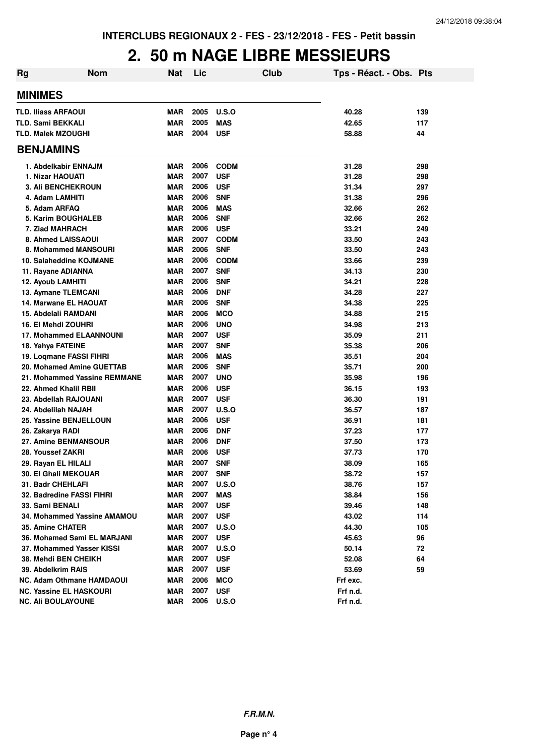INTERCLUBS REGIONAUX 2 - FES - 23/12/2018 - FES - Petit bassin

# 2. 50 m NAGE LIBRE MESSIEURS

| Rg | Nom | Nat | Lic | Club | Tps - Réact. - Obs. | Pts |
|---|---|---|---|---|---|---|
| **MINIMES** | | | | | | |
| TLD. Iliass ARFAOUI | | MAR | 2005 | U.S.O | 40.28 | 139 |
| TLD. Sami BEKKALI | | MAR | 2005 | MAS | 42.65 | 117 |
| TLD. Malek MZOUGHI | | MAR | 2004 | USF | 58.88 | 44 |
| **BENJAMINS** | | | | | | |
| 1. | Abdelkabir ENNAJM | MAR | 2006 | CODM | 31.28 | 298 |
| 1. | Nizar HAOUATI | MAR | 2007 | USF | 31.28 | 298 |
| 3. | Ali BENCHEKROUN | MAR | 2006 | USF | 31.34 | 297 |
| 4. | Adam LAMHITI | MAR | 2006 | SNF | 31.38 | 296 |
| 5. | Adam ARFAQ | MAR | 2006 | MAS | 32.66 | 262 |
| 5. | Karim BOUGHALEB | MAR | 2006 | SNF | 32.66 | 262 |
| 7. | Ziad MAHRACH | MAR | 2006 | USF | 33.21 | 249 |
| 8. | Ahmed LAISSAOUI | MAR | 2007 | CODM | 33.50 | 243 |
| 8. | Mohammed MANSOURI | MAR | 2006 | SNF | 33.50 | 243 |
| 10. | Salaheddine KOJMANE | MAR | 2006 | CODM | 33.66 | 239 |
| 11. | Rayane ADIANNA | MAR | 2007 | SNF | 34.13 | 230 |
| 12. | Ayoub LAMHITI | MAR | 2006 | SNF | 34.21 | 228 |
| 13. | Aymane TLEMCANI | MAR | 2006 | DNF | 34.28 | 227 |
| 14. | Marwane EL HAOUAT | MAR | 2006 | SNF | 34.38 | 225 |
| 15. | Abdelali RAMDANI | MAR | 2006 | MCO | 34.88 | 215 |
| 16. | El Mehdi ZOUHRI | MAR | 2006 | UNO | 34.98 | 213 |
| 17. | Mohammed ELAANNOUNI | MAR | 2007 | USF | 35.09 | 211 |
| 18. | Yahya FATEINE | MAR | 2007 | SNF | 35.38 | 206 |
| 19. | Loqmane FASSI FIHRI | MAR | 2006 | MAS | 35.51 | 204 |
| 20. | Mohamed Amine GUETTAB | MAR | 2006 | SNF | 35.71 | 200 |
| 21. | Mohammed Yassine REMMANE | MAR | 2007 | UNO | 35.98 | 196 |
| 22. | Ahmed Khalil RBII | MAR | 2006 | USF | 36.15 | 193 |
| 23. | Abdellah RAJOUANI | MAR | 2007 | USF | 36.30 | 191 |
| 24. | Abdelilah NAJAH | MAR | 2007 | U.S.O | 36.57 | 187 |
| 25. | Yassine BENJELLOUN | MAR | 2006 | USF | 36.91 | 181 |
| 26. | Zakarya RADI | MAR | 2006 | DNF | 37.23 | 177 |
| 27. | Amine BENMANSOUR | MAR | 2006 | DNF | 37.50 | 173 |
| 28. | Youssef ZAKRI | MAR | 2006 | USF | 37.73 | 170 |
| 29. | Rayan EL HILALI | MAR | 2007 | SNF | 38.09 | 165 |
| 30. | El Ghali MEKOUAR | MAR | 2007 | SNF | 38.72 | 157 |
| 31. | Badr CHEHLAFI | MAR | 2007 | U.S.O | 38.76 | 157 |
| 32. | Badredine FASSI FIHRI | MAR | 2007 | MAS | 38.84 | 156 |
| 33. | Sami BENALI | MAR | 2007 | USF | 39.46 | 148 |
| 34. | Mohammed Yassine AMAMOU | MAR | 2007 | USF | 43.02 | 114 |
| 35. | Amine CHATER | MAR | 2007 | U.S.O | 44.30 | 105 |
| 36. | Mohamed Sami EL MARJANI | MAR | 2007 | USF | 45.63 | 96 |
| 37. | Mohammed Yasser KISSI | MAR | 2007 | U.S.O | 50.14 | 72 |
| 38. | Mehdi BEN CHEIKH | MAR | 2007 | USF | 52.08 | 64 |
| 39. | Abdelkrim RAIS | MAR | 2007 | USF | 53.69 | 59 |
| NC. | Adam Othmane HAMDAOUI | MAR | 2006 | MCO | Frf exc. | |
| NC. | Yassine EL HASKOURI | MAR | 2007 | USF | Frf n.d. | |
| NC. | Ali BOULAYOUNE | MAR | 2006 | U.S.O | Frf n.d. | |

*F.R.M.N.*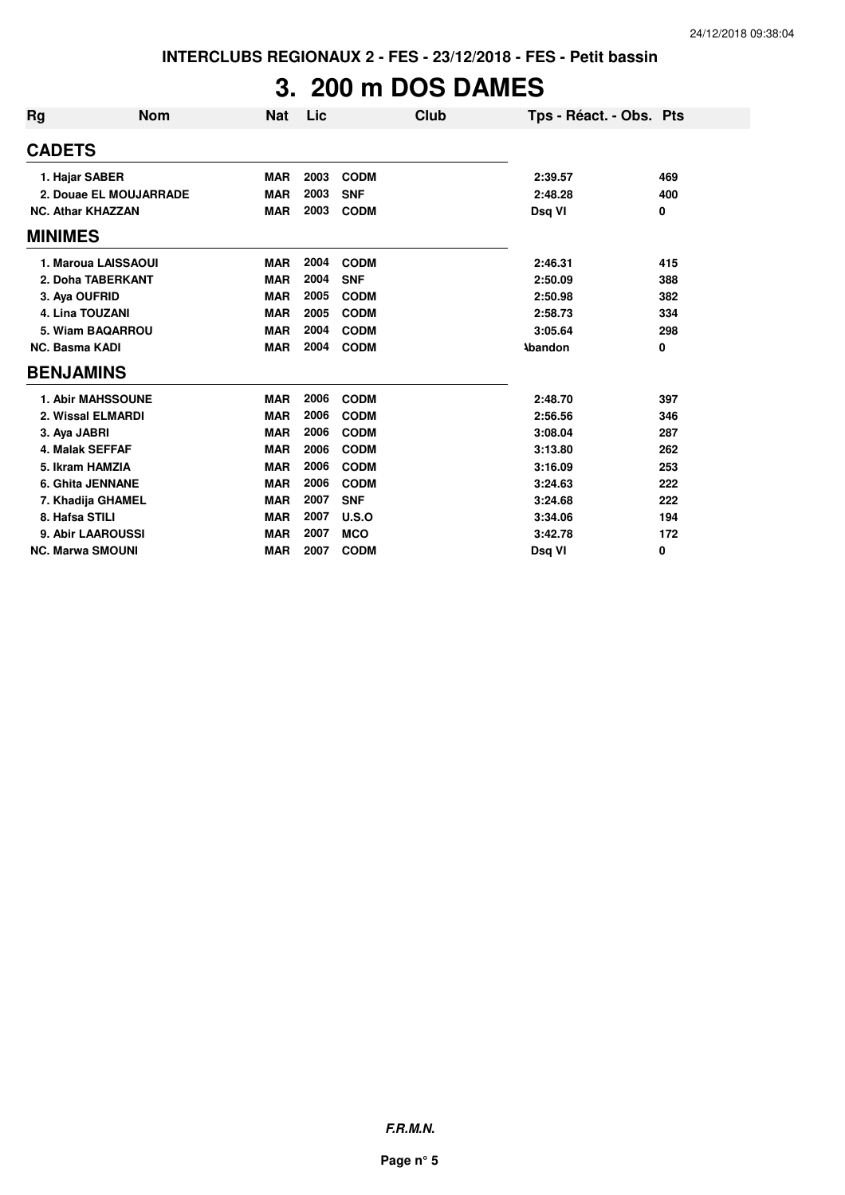**INTERCLUBS REGIONAUX 2 - FES - 23/12/2018 - FES - Petit bassin**

# 3. 200 m DOS DAMES

| Rg | Nom | Nat | Lic | Club | Tps - Réact. - Obs. | Pts |
|---|---|---|---|---|---|---|
| **CADETS** | | | | | | |
| 1. | Hajar SABER | MAR | 2003 | CODM | 2:39.57 | 469 |
| 2. | Douae EL MOUJARRADE | MAR | 2003 | SNF | 2:48.28 | 400 |
| NC. | Athar KHAZZAN | MAR | 2003 | CODM | Dsq VI | 0 |
| **MINIMES** | | | | | | |
| 1. | Maroua LAISSAOUI | MAR | 2004 | CODM | 2:46.31 | 415 |
| 2. | Doha TABERKANT | MAR | 2004 | SNF | 2:50.09 | 388 |
| 3. | Aya OUFRID | MAR | 2005 | CODM | 2:50.98 | 382 |
| 4. | Lina TOUZANI | MAR | 2005 | CODM | 2:58.73 | 334 |
| 5. | Wiam BAQARROU | MAR | 2004 | CODM | 3:05.64 | 298 |
| NC. | Basma KADI | MAR | 2004 | CODM | Abandon | 0 |
| **BENJAMINS** | | | | | | |
| 1. | Abir MAHSSOUNE | MAR | 2006 | CODM | 2:48.70 | 397 |
| 2. | Wissal ELMARDI | MAR | 2006 | CODM | 2:56.56 | 346 |
| 3. | Aya JABRI | MAR | 2006 | CODM | 3:08.04 | 287 |
| 4. | Malak SEFFAF | MAR | 2006 | CODM | 3:13.80 | 262 |
| 5. | Ikram HAMZIA | MAR | 2006 | CODM | 3:16.09 | 253 |
| 6. | Ghita JENNANE | MAR | 2006 | CODM | 3:24.63 | 222 |
| 7. | Khadija GHAMEL | MAR | 2007 | SNF | 3:24.68 | 222 |
| 8. | Hafsa STILI | MAR | 2007 | U.S.O | 3:34.06 | 194 |
| 9. | Abir LAAROUSSI | MAR | 2007 | MCO | 3:42.78 | 172 |
| NC. | Marwa SMOUNI | MAR | 2007 | CODM | Dsq VI | 0 |

***F.R.M.N.***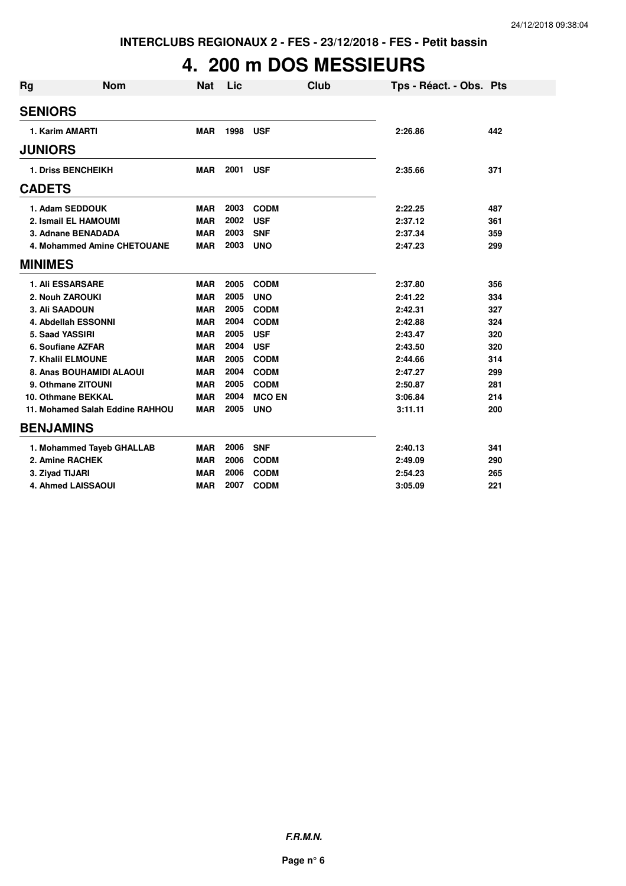**INTERCLUBS REGIONAUX 2 - FES - 23/12/2018 - FES - Petit bassin**

# 4. 200 m DOS MESSIEURS

| Rg | Nom | Nat | Lic | Club | Tps - Réact. - Obs. | Pts |
|---|---|---|---|---|---|---|
| **SENIORS** | | | | | | |
| 1. | Karim AMARTI | MAR | 1998 | USF | 2:26.86 | 442 |
| **JUNIORS** | | | | | | |
| 1. | Driss BENCHEIKH | MAR | 2001 | USF | 2:35.66 | 371 |
| **CADETS** | | | | | | |
| 1. | Adam SEDDOUK | MAR | 2003 | CODM | 2:22.25 | 487 |
| 2. | Ismail EL HAMOUMI | MAR | 2002 | USF | 2:37.12 | 361 |
| 3. | Adnane BENADADA | MAR | 2003 | SNF | 2:37.34 | 359 |
| 4. | Mohammed Amine CHETOUANE | MAR | 2003 | UNO | 2:47.23 | 299 |
| **MINIMES** | | | | | | |
| 1. | Ali ESSARSARE | MAR | 2005 | CODM | 2:37.80 | 356 |
| 2. | Nouh ZAROUKI | MAR | 2005 | UNO | 2:41.22 | 334 |
| 3. | Ali SAADOUN | MAR | 2005 | CODM | 2:42.31 | 327 |
| 4. | Abdellah ESSONNI | MAR | 2004 | CODM | 2:42.88 | 324 |
| 5. | Saad YASSIRI | MAR | 2005 | USF | 2:43.47 | 320 |
| 6. | Soufiane AZFAR | MAR | 2004 | USF | 2:43.50 | 320 |
| 7. | Khalil ELMOUNE | MAR | 2005 | CODM | 2:44.66 | 314 |
| 8. | Anas BOUHAMIDI ALAOUI | MAR | 2004 | CODM | 2:47.27 | 299 |
| 9. | Othmane ZITOUNI | MAR | 2005 | CODM | 2:50.87 | 281 |
| 10. | Othmane BEKKAL | MAR | 2004 | MCO EN | 3:06.84 | 214 |
| 11. | Mohamed Salah Eddine RAHHOU | MAR | 2005 | UNO | 3:11.11 | 200 |
| **BENJAMINS** | | | | | | |
| 1. | Mohammed Tayeb GHALLAB | MAR | 2006 | SNF | 2:40.13 | 341 |
| 2. | Amine RACHEK | MAR | 2006 | CODM | 2:49.09 | 290 |
| 3. | Ziyad TIJARI | MAR | 2006 | CODM | 2:54.23 | 265 |
| 4. | Ahmed LAISSAOUI | MAR | 2007 | CODM | 3:05.09 | 221 |

**F.R.M.N.**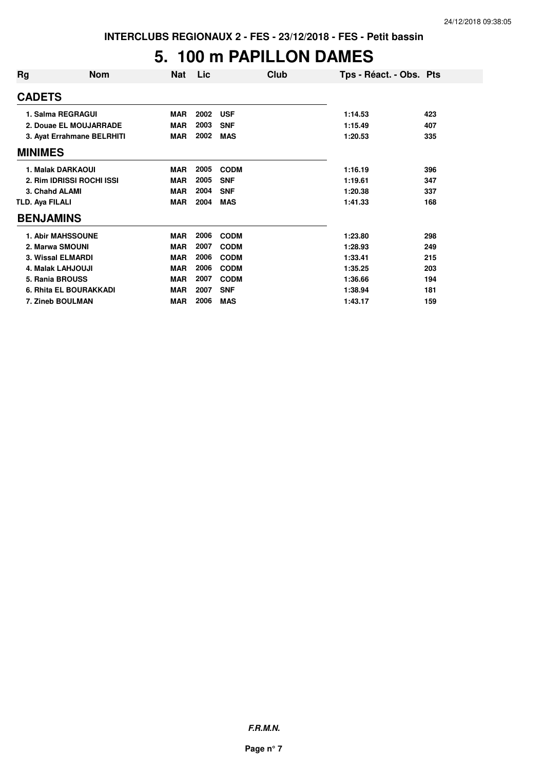INTERCLUBS REGIONAUX 2 - FES - 23/12/2018 - FES - Petit bassin

# 5. 100 m PAPILLON DAMES

| Rg | Nom | Nat | Lic | Club | Tps - Réact. - Obs. | Pts |
|---|---|---|---|---|---|---|
| **CADETS** | | | | | | |
| 1. | Salma REGRAGUI | MAR | 2002 | USF | 1:14.53 | 423 |
| 2. | Douae EL MOUJARRADE | MAR | 2003 | SNF | 1:15.49 | 407 |
| 3. | Ayat Errahmane BELRHITI | MAR | 2002 | MAS | 1:20.53 | 335 |
| **MINIMES** | | | | | | |
| 1. | Malak DARKAOUI | MAR | 2005 | CODM | 1:16.19 | 396 |
| 2. | Rim IDRISSI ROCHI ISSI | MAR | 2005 | SNF | 1:19.61 | 347 |
| 3. | Chahd ALAMI | MAR | 2004 | SNF | 1:20.38 | 337 |
| TLD. | Aya FILALI | MAR | 2004 | MAS | 1:41.33 | 168 |
| **BENJAMINS** | | | | | | |
| 1. | Abir MAHSSOUNE | MAR | 2006 | CODM | 1:23.80 | 298 |
| 2. | Marwa SMOUNI | MAR | 2007 | CODM | 1:28.93 | 249 |
| 3. | Wissal ELMARDI | MAR | 2006 | CODM | 1:33.41 | 215 |
| 4. | Malak LAHJOUJI | MAR | 2006 | CODM | 1:35.25 | 203 |
| 5. | Rania BROUSS | MAR | 2007 | CODM | 1:36.66 | 194 |
| 6. | Rhita EL BOURAKKADI | MAR | 2007 | SNF | 1:38.94 | 181 |
| 7. | Zineb BOULMAN | MAR | 2006 | MAS | 1:43.17 | 159 |

*F.R.M.N.*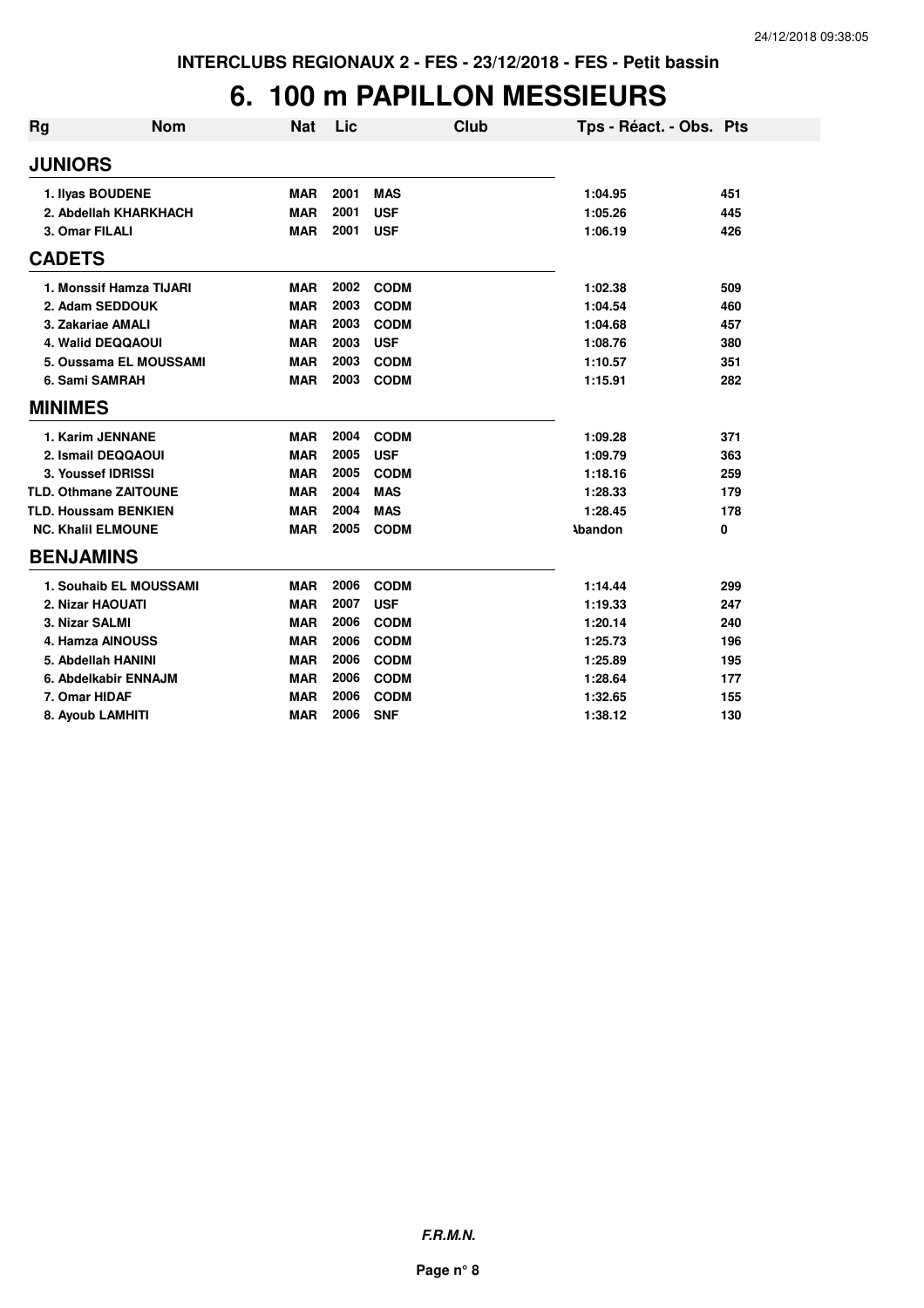INTERCLUBS REGIONAUX 2 - FES - 23/12/2018 - FES - Petit bassin

# 6. 100 m PAPILLON MESSIEURS

| Rg | Nom | Nat | Lic | Club | Tps - Réact. - Obs. | Pts |
|---|---|---|---|---|---|---|
| **JUNIORS** | | | | | | |
| 1. Ilyas BOUDENE | | MAR | 2001 | MAS | 1:04.95 | 451 |
| 2. Abdellah KHARKHACH | | MAR | 2001 | USF | 1:05.26 | 445 |
| 3. Omar FILALI | | MAR | 2001 | USF | 1:06.19 | 426 |
| **CADETS** | | | | | | |
| 1. Monssif Hamza TIJARI | | MAR | 2002 | CODM | 1:02.38 | 509 |
| 2. Adam SEDDOUK | | MAR | 2003 | CODM | 1:04.54 | 460 |
| 3. Zakariae AMALI | | MAR | 2003 | CODM | 1:04.68 | 457 |
| 4. Walid DEQQAOUI | | MAR | 2003 | USF | 1:08.76 | 380 |
| 5. Oussama EL MOUSSAMI | | MAR | 2003 | CODM | 1:10.57 | 351 |
| 6. Sami SAMRAH | | MAR | 2003 | CODM | 1:15.91 | 282 |
| **MINIMES** | | | | | | |
| 1. Karim JENNANE | | MAR | 2004 | CODM | 1:09.28 | 371 |
| 2. Ismail DEQQAOUI | | MAR | 2005 | USF | 1:09.79 | 363 |
| 3. Youssef IDRISSI | | MAR | 2005 | CODM | 1:18.16 | 259 |
| TLD. Othmane ZAITOUNE | | MAR | 2004 | MAS | 1:28.33 | 179 |
| TLD. Houssam BENKIEN | | MAR | 2004 | MAS | 1:28.45 | 178 |
| NC. Khalil ELMOUNE | | MAR | 2005 | CODM | Abandon | 0 |
| **BENJAMINS** | | | | | | |
| 1. Souhaib EL MOUSSAMI | | MAR | 2006 | CODM | 1:14.44 | 299 |
| 2. Nizar HAOUATI | | MAR | 2007 | USF | 1:19.33 | 247 |
| 3. Nizar SALMI | | MAR | 2006 | CODM | 1:20.14 | 240 |
| 4. Hamza AINOUSS | | MAR | 2006 | CODM | 1:25.73 | 196 |
| 5. Abdellah HANINI | | MAR | 2006 | CODM | 1:25.89 | 195 |
| 6. Abdelkabir ENNAJM | | MAR | 2006 | CODM | 1:28.64 | 177 |
| 7. Omar HIDAF | | MAR | 2006 | CODM | 1:32.65 | 155 |
| 8. Ayoub LAMHITI | | MAR | 2006 | SNF | 1:38.12 | 130 |

*F.R.M.N.*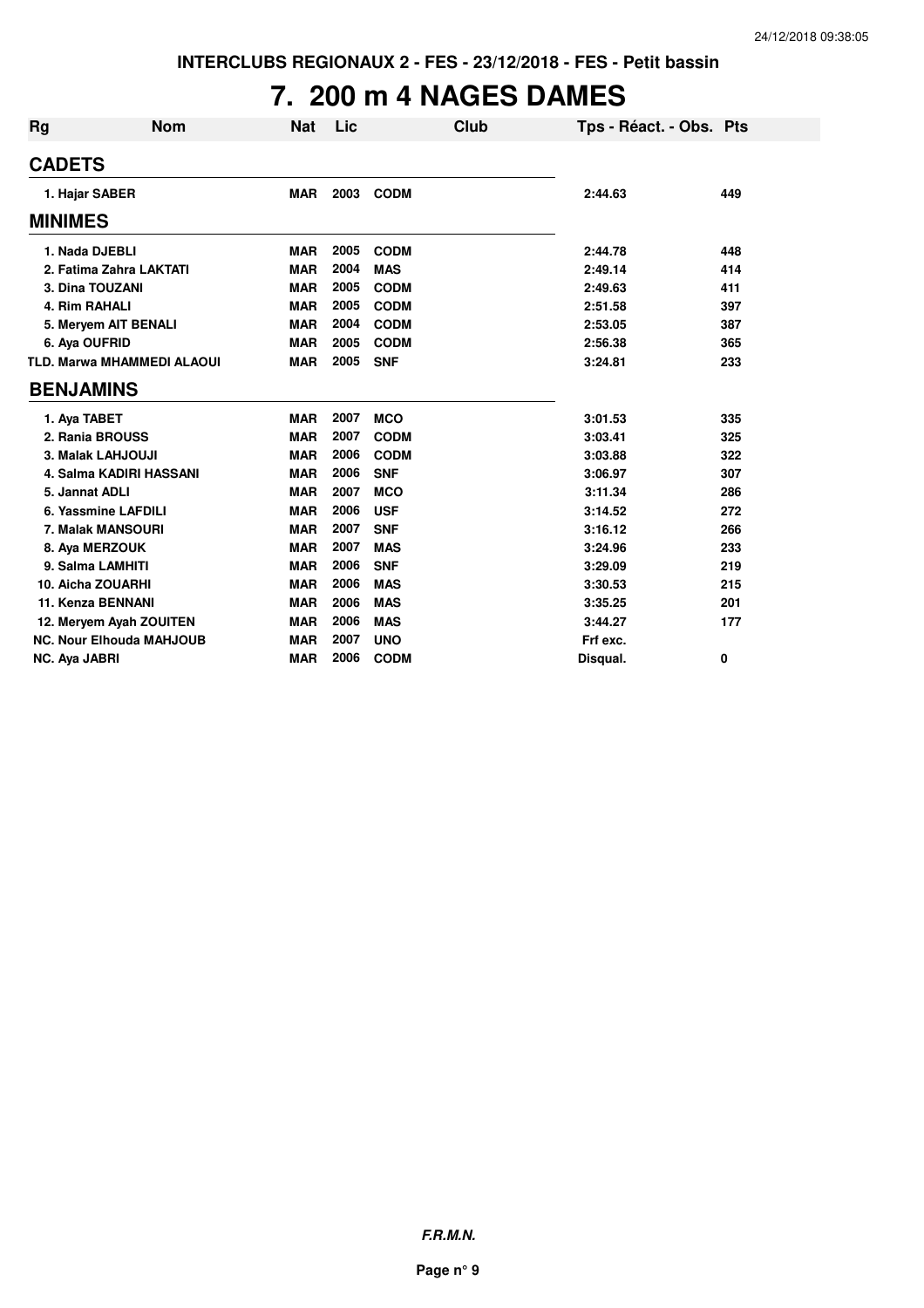INTERCLUBS REGIONAUX 2 - FES - 23/12/2018 - FES - Petit bassin

# 7. 200 m 4 NAGES DAMES

| Rg | Nom | Nat | Lic | Club | Tps - Réact. - Obs. | Pts |
|---|---|---|---|---|---|---|
| **CADETS** | | | | | | |
| 1. Hajar SABER | | MAR | 2003 | CODM | 2:44.63 | 449 |
| **MINIMES** | | | | | | |
| 1. Nada DJEBLI | | MAR | 2005 | CODM | 2:44.78 | 448 |
| 2. Fatima Zahra LAKTATI | | MAR | 2004 | MAS | 2:49.14 | 414 |
| 3. Dina TOUZANI | | MAR | 2005 | CODM | 2:49.63 | 411 |
| 4. Rim RAHALI | | MAR | 2005 | CODM | 2:51.58 | 397 |
| 5. Meryem AIT BENALI | | MAR | 2004 | CODM | 2:53.05 | 387 |
| 6. Aya OUFRID | | MAR | 2005 | CODM | 2:56.38 | 365 |
| TLD. Marwa MHAMMEDI ALAOUI | | MAR | 2005 | SNF | 3:24.81 | 233 |
| **BENJAMINS** | | | | | | |
| 1. Aya TABET | | MAR | 2007 | MCO | 3:01.53 | 335 |
| 2. Rania BROUSS | | MAR | 2007 | CODM | 3:03.41 | 325 |
| 3. Malak LAHJOUJI | | MAR | 2006 | CODM | 3:03.88 | 322 |
| 4. Salma KADIRI HASSANI | | MAR | 2006 | SNF | 3:06.97 | 307 |
| 5. Jannat ADLI | | MAR | 2007 | MCO | 3:11.34 | 286 |
| 6. Yassmine LAFDILI | | MAR | 2006 | USF | 3:14.52 | 272 |
| 7. Malak MANSOURI | | MAR | 2007 | SNF | 3:16.12 | 266 |
| 8. Aya MERZOUK | | MAR | 2007 | MAS | 3:24.96 | 233 |
| 9. Salma LAMHITI | | MAR | 2006 | SNF | 3:29.09 | 219 |
| 10. Aicha ZOUARHI | | MAR | 2006 | MAS | 3:30.53 | 215 |
| 11. Kenza BENNANI | | MAR | 2006 | MAS | 3:35.25 | 201 |
| 12. Meryem Ayah ZOUITEN | | MAR | 2006 | MAS | 3:44.27 | 177 |
| NC. Nour Elhouda MAHJOUB | | MAR | 2007 | UNO | Frf exc. | |
| NC. Aya JABRI | | MAR | 2006 | CODM | Disqual. | 0 |

***F.R.M.N.***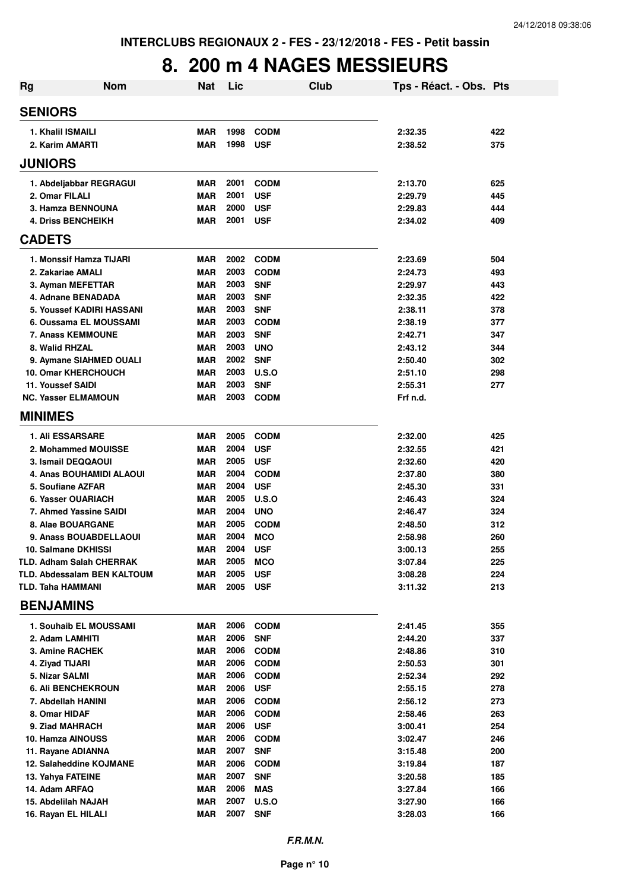INTERCLUBS REGIONAUX 2 - FES - 23/12/2018 - FES - Petit bassin

# 8. 200 m 4 NAGES MESSIEURS

| Rg | Nom | Nat | Lic | Club | Tps - Réact. - Obs. | Pts |
|---|---|---|---|---|---|---|
| **SENIORS** | | | | | | |
| 1. Khalil ISMAILI | | MAR | 1998 | CODM | 2:32.35 | 422 |
| 2. Karim AMARTI | | MAR | 1998 | USF | 2:38.52 | 375 |
| **JUNIORS** | | | | | | |
| 1. Abdeljabbar REGRAGUI | | MAR | 2001 | CODM | 2:13.70 | 625 |
| 2. Omar FILALI | | MAR | 2001 | USF | 2:29.79 | 445 |
| 3. Hamza BENNOUNA | | MAR | 2000 | USF | 2:29.83 | 444 |
| 4. Driss BENCHEIKH | | MAR | 2001 | USF | 2:34.02 | 409 |
| **CADETS** | | | | | | |
| 1. Monssif Hamza TIJARI | | MAR | 2002 | CODM | 2:23.69 | 504 |
| 2. Zakariae AMALI | | MAR | 2003 | CODM | 2:24.73 | 493 |
| 3. Ayman MEFETTAR | | MAR | 2003 | SNF | 2:29.97 | 443 |
| 4. Adnane BENADADA | | MAR | 2003 | SNF | 2:32.35 | 422 |
| 5. Youssef KADIRI HASSANI | | MAR | 2003 | SNF | 2:38.11 | 378 |
| 6. Oussama EL MOUSSAMI | | MAR | 2003 | CODM | 2:38.19 | 377 |
| 7. Anass KEMMOUNE | | MAR | 2003 | SNF | 2:42.71 | 347 |
| 8. Walid RHZAL | | MAR | 2003 | UNO | 2:43.12 | 344 |
| 9. Aymane SIAHMED OUALI | | MAR | 2002 | SNF | 2:50.40 | 302 |
| 10. Omar KHERCHOUCH | | MAR | 2003 | U.S.O | 2:51.10 | 298 |
| 11. Youssef SAIDI | | MAR | 2003 | SNF | 2:55.31 | 277 |
| NC. Yasser ELMAMOUN | | MAR | 2003 | CODM | Frf n.d. | |
| **MINIMES** | | | | | | |
| 1. Ali ESSARSARE | | MAR | 2005 | CODM | 2:32.00 | 425 |
| 2. Mohammed MOUISSE | | MAR | 2004 | USF | 2:32.55 | 421 |
| 3. Ismail DEQQAOUI | | MAR | 2005 | USF | 2:32.60 | 420 |
| 4. Anas BOUHAMIDI ALAOUI | | MAR | 2004 | CODM | 2:37.80 | 380 |
| 5. Soufiane AZFAR | | MAR | 2004 | USF | 2:45.30 | 331 |
| 6. Yasser OUARIACH | | MAR | 2005 | U.S.O | 2:46.43 | 324 |
| 7. Ahmed Yassine SAIDI | | MAR | 2004 | UNO | 2:46.47 | 324 |
| 8. Alae BOUARGANE | | MAR | 2005 | CODM | 2:48.50 | 312 |
| 9. Anass BOUABDELLAOUI | | MAR | 2004 | MCO | 2:58.98 | 260 |
| 10. Salmane DKHISSI | | MAR | 2004 | USF | 3:00.13 | 255 |
| TLD. Adham Salah CHERRAK | | MAR | 2005 | MCO | 3:07.84 | 225 |
| TLD. Abdessalam BEN KALTOUM | | MAR | 2005 | USF | 3:08.28 | 224 |
| TLD. Taha HAMMANI | | MAR | 2005 | USF | 3:11.32 | 213 |
| **BENJAMINS** | | | | | | |
| 1. Souhaib EL MOUSSAMI | | MAR | 2006 | CODM | 2:41.45 | 355 |
| 2. Adam LAMHITI | | MAR | 2006 | SNF | 2:44.20 | 337 |
| 3. Amine RACHEK | | MAR | 2006 | CODM | 2:48.86 | 310 |
| 4. Ziyad TIJARI | | MAR | 2006 | CODM | 2:50.53 | 301 |
| 5. Nizar SALMI | | MAR | 2006 | CODM | 2:52.34 | 292 |
| 6. Ali BENCHEKROUN | | MAR | 2006 | USF | 2:55.15 | 278 |
| 7. Abdellah HANINI | | MAR | 2006 | CODM | 2:56.12 | 273 |
| 8. Omar HIDAF | | MAR | 2006 | CODM | 2:58.46 | 263 |
| 9. Ziad MAHRACH | | MAR | 2006 | USF | 3:00.41 | 254 |
| 10. Hamza AINOUSS | | MAR | 2006 | CODM | 3:02.47 | 246 |
| 11. Rayane ADIANNA | | MAR | 2007 | SNF | 3:15.48 | 200 |
| 12. Salaheddine KOJMANE | | MAR | 2006 | CODM | 3:19.84 | 187 |
| 13. Yahya FATEINE | | MAR | 2007 | SNF | 3:20.58 | 185 |
| 14. Adam ARFAQ | | MAR | 2006 | MAS | 3:27.84 | 166 |
| 15. Abdelilah NAJAH | | MAR | 2007 | U.S.O | 3:27.90 | 166 |
| 16. Rayan EL HILALI | | MAR | 2007 | SNF | 3:28.03 | 166 |

*F.R.M.N.*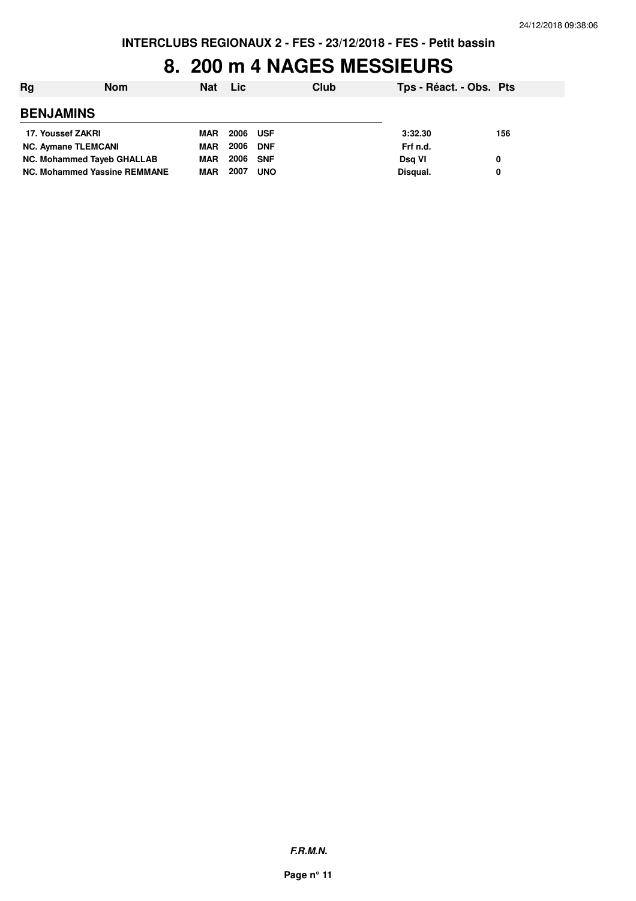INTERCLUBS REGIONAUX 2 - FES - 23/12/2018 - FES - Petit bassin

# 8. 200 m 4 NAGES MESSIEURS

| Rg | Nom | Nat | Lic | Club | Tps - Réact. - Obs. | Pts |
|---|---|---|---|---|---|---|
| **BENJAMINS** | | | | | | |
| 17. | Youssef ZAKRI | MAR | 2006 | USF | 3:32.30 | 156 |
| NC. | Aymane TLEMCANI | MAR | 2006 | DNF | Frf n.d. | |
| NC. | Mohammed Tayeb GHALLAB | MAR | 2006 | SNF | Dsq VI | 0 |
| NC. | Mohammed Yassine REMMANE | MAR | 2007 | UNO | Disqual. | 0 |

*F.R.M.N.*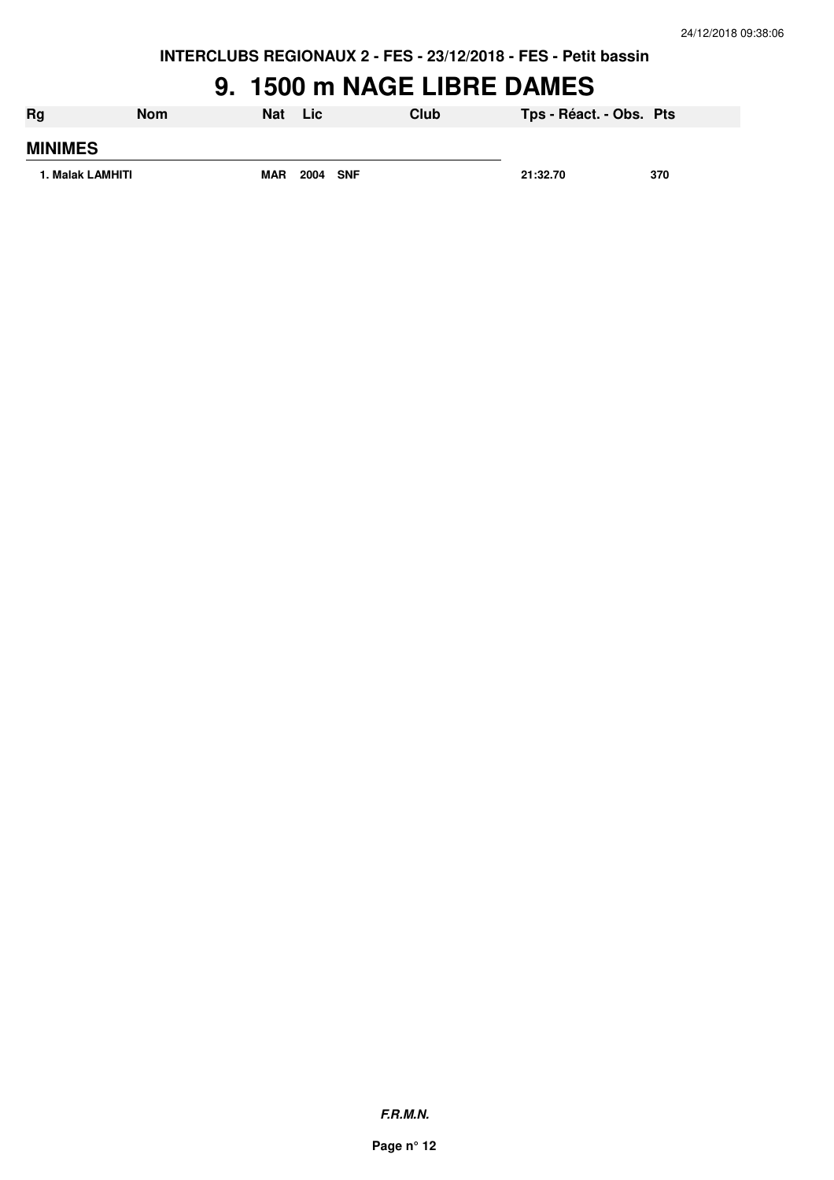INTERCLUBS REGIONAUX 2 - FES - 23/12/2018 - FES - Petit bassin

# 9. 1500 m NAGE LIBRE DAMES

| Rg | Nom | Nat | Lic | Club | Tps - Réact. - Obs. | Pts |
|---|---|---|---|---|---|---|
| **MINIMES** | | | | | | |
| 1. | Malak LAMHITI | MAR | 2004 | SNF | 21:32.70 | 370 |

*F.R.M.N.*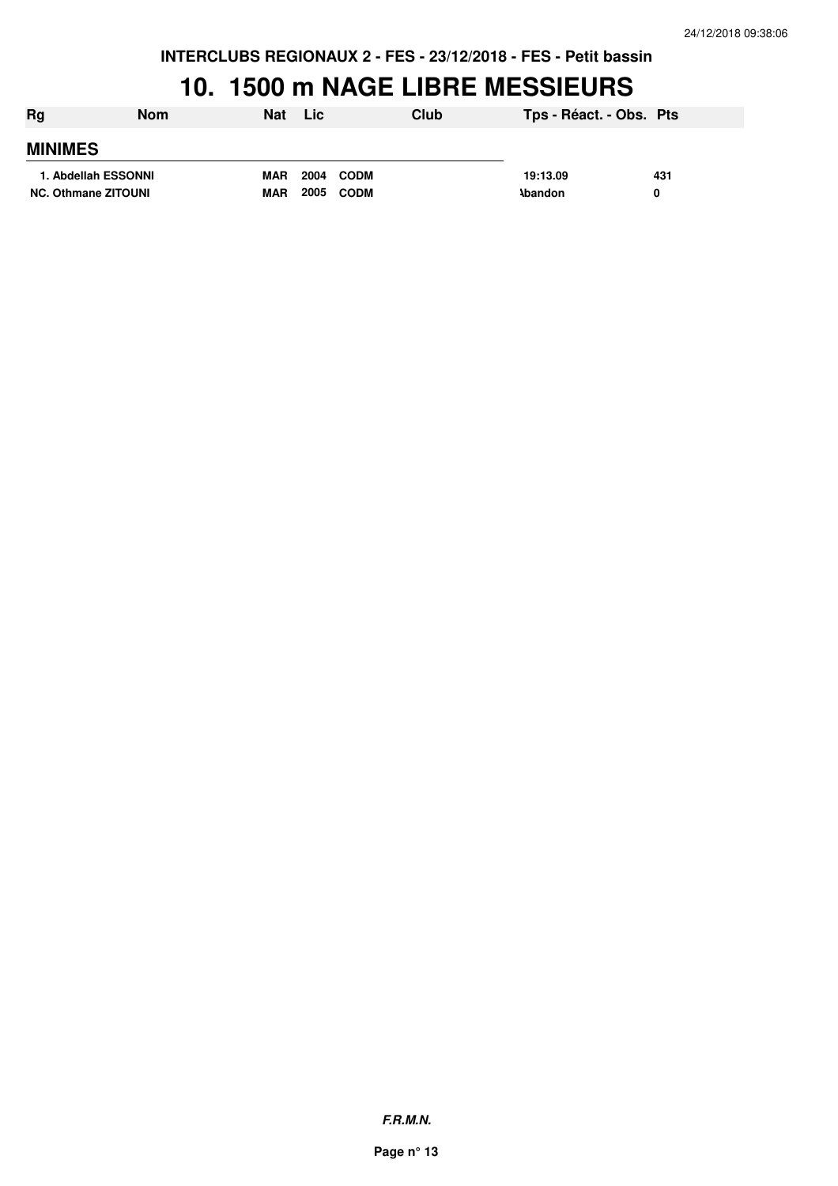INTERCLUBS REGIONAUX 2 - FES - 23/12/2018 - FES - Petit bassin

# 10. 1500 m NAGE LIBRE MESSIEURS

| Rg | Nom | Nat | Lic | Club | Tps - Réact. - Obs. | Pts |
|---|---|---|---|---|---|---|
| **MINIMES** | | | | | | |
| 1. | Abdellah ESSONNI | MAR | 2004 | CODM | 19:13.09 | 431 |
| NC. | Othmane ZITOUNI | MAR | 2005 | CODM | Abandon | 0 |

*F.R.M.N.*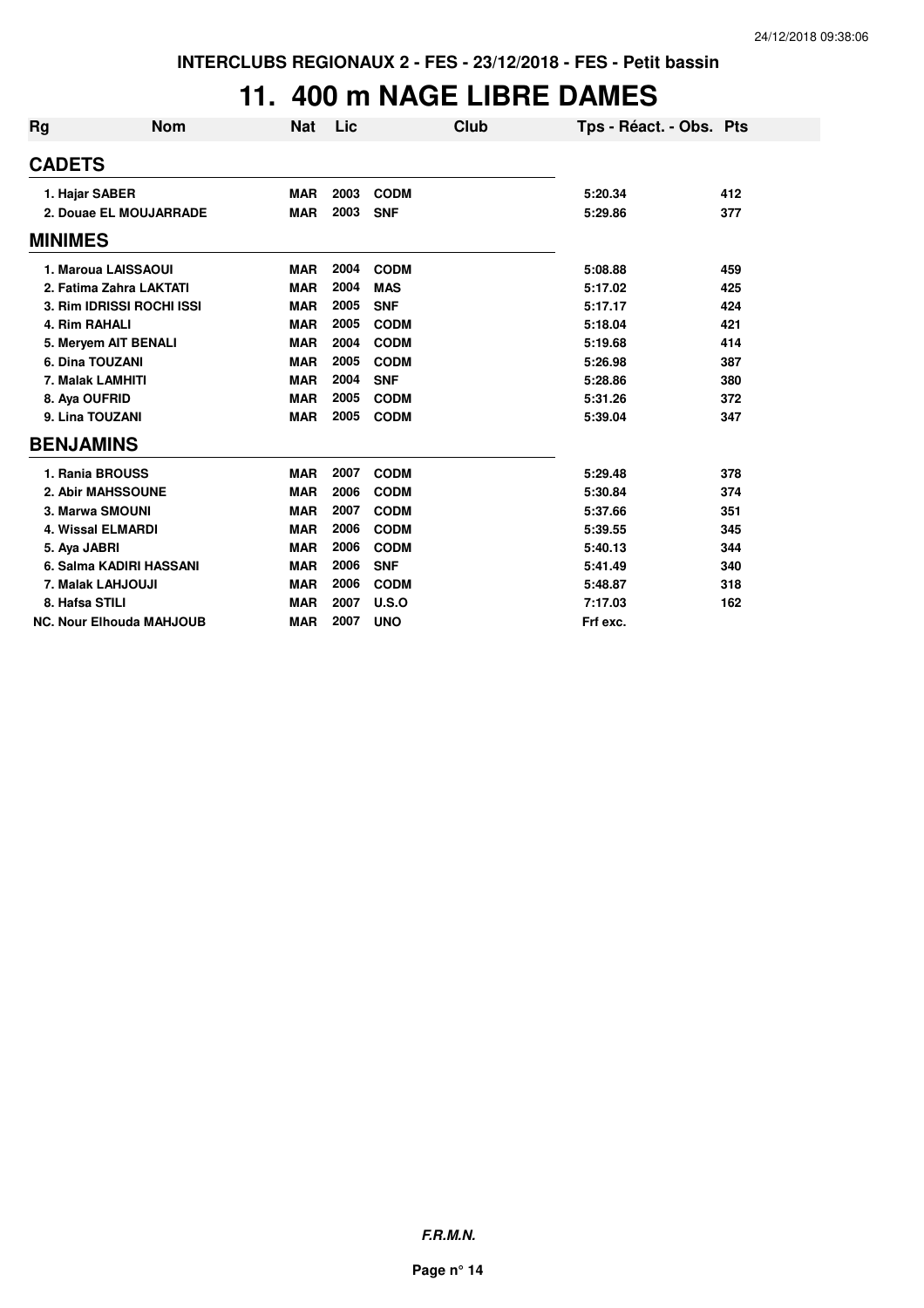INTERCLUBS REGIONAUX 2 - FES - 23/12/2018 - FES - Petit bassin

# 11. 400 m NAGE LIBRE DAMES

| Rg | Nom | Nat | Lic | Club | Tps - Réact. - Obs. | Pts |
|---|---|---|---|---|---|---|
| **CADETS** | | | | | | |
| 1. Hajar SABER | | MAR | 2003 | CODM | 5:20.34 | 412 |
| 2. Douae EL MOUJARRADE | | MAR | 2003 | SNF | 5:29.86 | 377 |
| **MINIMES** | | | | | | |
| 1. Maroua LAISSAOUI | | MAR | 2004 | CODM | 5:08.88 | 459 |
| 2. Fatima Zahra LAKTATI | | MAR | 2004 | MAS | 5:17.02 | 425 |
| 3. Rim IDRISSI ROCHI ISSI | | MAR | 2005 | SNF | 5:17.17 | 424 |
| 4. Rim RAHALI | | MAR | 2005 | CODM | 5:18.04 | 421 |
| 5. Meryem AIT BENALI | | MAR | 2004 | CODM | 5:19.68 | 414 |
| 6. Dina TOUZANI | | MAR | 2005 | CODM | 5:26.98 | 387 |
| 7. Malak LAMHITI | | MAR | 2004 | SNF | 5:28.86 | 380 |
| 8. Aya OUFRID | | MAR | 2005 | CODM | 5:31.26 | 372 |
| 9. Lina TOUZANI | | MAR | 2005 | CODM | 5:39.04 | 347 |
| **BENJAMINS** | | | | | | |
| 1. Rania BROUSS | | MAR | 2007 | CODM | 5:29.48 | 378 |
| 2. Abir MAHSSOUNE | | MAR | 2006 | CODM | 5:30.84 | 374 |
| 3. Marwa SMOUNI | | MAR | 2007 | CODM | 5:37.66 | 351 |
| 4. Wissal ELMARDI | | MAR | 2006 | CODM | 5:39.55 | 345 |
| 5. Aya JABRI | | MAR | 2006 | CODM | 5:40.13 | 344 |
| 6. Salma KADIRI HASSANI | | MAR | 2006 | SNF | 5:41.49 | 340 |
| 7. Malak LAHJOUJI | | MAR | 2006 | CODM | 5:48.87 | 318 |
| 8. Hafsa STILI | | MAR | 2007 | U.S.O | 7:17.03 | 162 |
| NC. Nour Elhouda MAHJOUB | | MAR | 2007 | UNO | Frf exc. | |

*F.R.M.N.*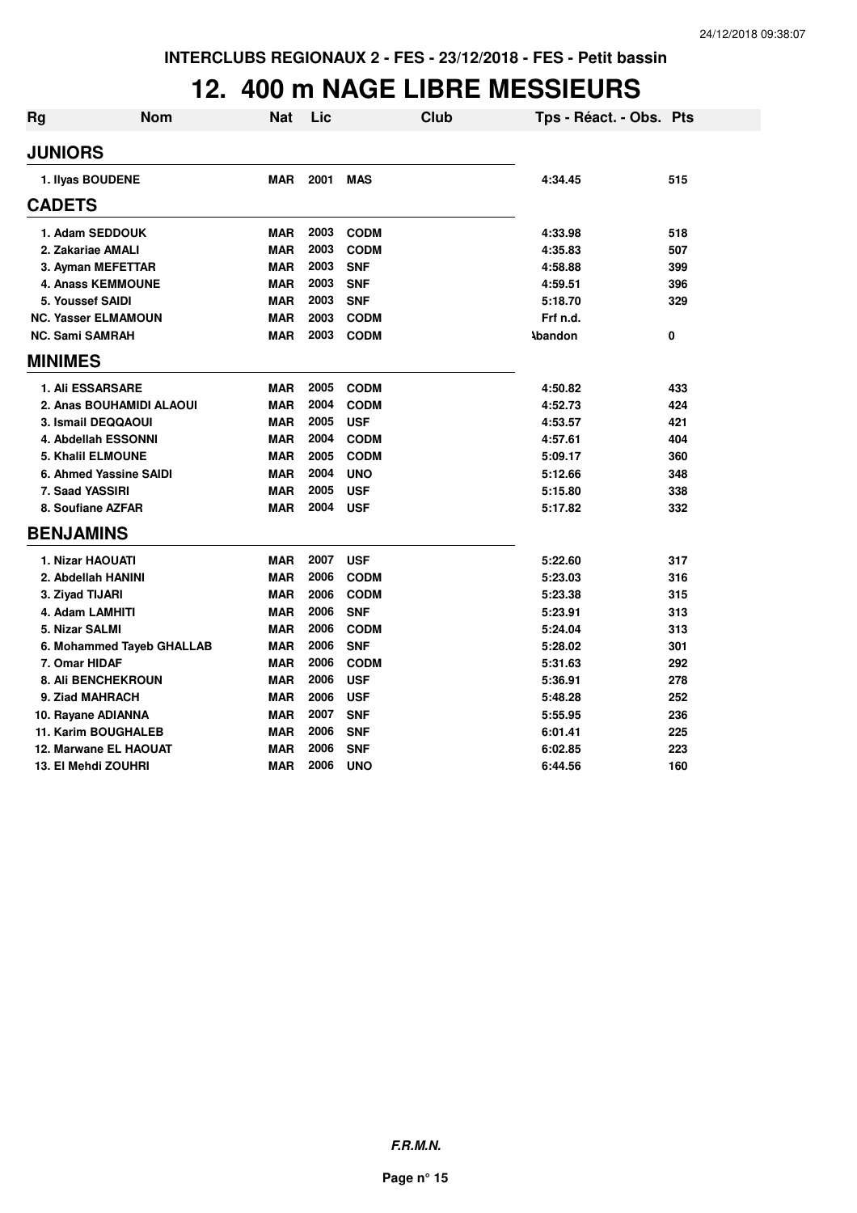INTERCLUBS REGIONAUX 2 - FES - 23/12/2018 - FES - Petit bassin

# 12. 400 m NAGE LIBRE MESSIEURS

| Rg | Nom | Nat | Lic | Club | Tps - Réact. - Obs. | Pts |
|---|---|---|---|---|---|---|
| **JUNIORS** | | | | | | |
| 1. Ilyas BOUDENE | | MAR | 2001 | MAS | 4:34.45 | 515 |
| **CADETS** | | | | | | |
| 1. Adam SEDDOUK | | MAR | 2003 | CODM | 4:33.98 | 518 |
| 2. Zakariae AMALI | | MAR | 2003 | CODM | 4:35.83 | 507 |
| 3. Ayman MEFETTAR | | MAR | 2003 | SNF | 4:58.88 | 399 |
| 4. Anass KEMMOUNE | | MAR | 2003 | SNF | 4:59.51 | 396 |
| 5. Youssef SAIDI | | MAR | 2003 | SNF | 5:18.70 | 329 |
| NC. Yasser ELMAMOUN | | MAR | 2003 | CODM | Frf n.d. | |
| NC. Sami SAMRAH | | MAR | 2003 | CODM | Abandon | 0 |
| **MINIMES** | | | | | | |
| 1. Ali ESSARSARE | | MAR | 2005 | CODM | 4:50.82 | 433 |
| 2. Anas BOUHAMIDI ALAOUI | | MAR | 2004 | CODM | 4:52.73 | 424 |
| 3. Ismail DEQQAOUI | | MAR | 2005 | USF | 4:53.57 | 421 |
| 4. Abdellah ESSONNI | | MAR | 2004 | CODM | 4:57.61 | 404 |
| 5. Khalil ELMOUNE | | MAR | 2005 | CODM | 5:09.17 | 360 |
| 6. Ahmed Yassine SAIDI | | MAR | 2004 | UNO | 5:12.66 | 348 |
| 7. Saad YASSIRI | | MAR | 2005 | USF | 5:15.80 | 338 |
| 8. Soufiane AZFAR | | MAR | 2004 | USF | 5:17.82 | 332 |
| **BENJAMINS** | | | | | | |
| 1. Nizar HAOUATI | | MAR | 2007 | USF | 5:22.60 | 317 |
| 2. Abdellah HANINI | | MAR | 2006 | CODM | 5:23.03 | 316 |
| 3. Ziyad TIJARI | | MAR | 2006 | CODM | 5:23.38 | 315 |
| 4. Adam LAMHITI | | MAR | 2006 | SNF | 5:23.91 | 313 |
| 5. Nizar SALMI | | MAR | 2006 | CODM | 5:24.04 | 313 |
| 6. Mohammed Tayeb GHALLAB | | MAR | 2006 | SNF | 5:28.02 | 301 |
| 7. Omar HIDAF | | MAR | 2006 | CODM | 5:31.63 | 292 |
| 8. Ali BENCHEKROUN | | MAR | 2006 | USF | 5:36.91 | 278 |
| 9. Ziad MAHRACH | | MAR | 2006 | USF | 5:48.28 | 252 |
| 10. Rayane ADIANNA | | MAR | 2007 | SNF | 5:55.95 | 236 |
| 11. Karim BOUGHALEB | | MAR | 2006 | SNF | 6:01.41 | 225 |
| 12. Marwane EL HAOUAT | | MAR | 2006 | SNF | 6:02.85 | 223 |
| 13. El Mehdi ZOUHRI | | MAR | 2006 | UNO | 6:44.56 | 160 |

*F.R.M.N.*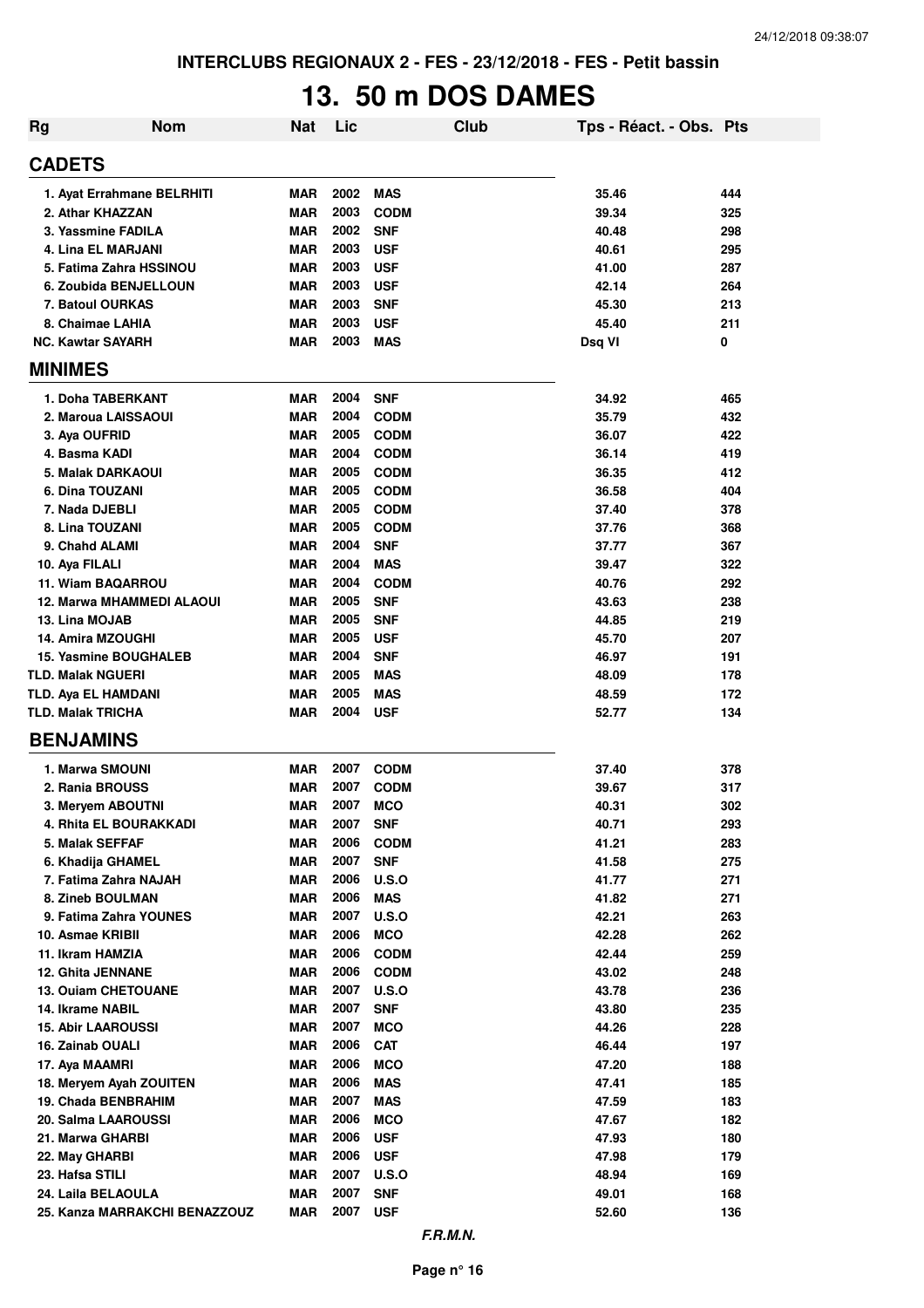# 13. 50 m DOS DAMES

INTERCLUBS REGIONAUX 2 - FES - 23/12/2018 - FES - Petit bassin

| Rg | Nom | Nat | Lic | Club | Tps - Réact. - Obs. | Pts |
|---|---|---|---|---|---|---|
| **CADETS** | | | | | | |
| 1. | Ayat Errahmane BELRHITI | MAR | 2002 | MAS | 35.46 | 444 |
| 2. | Athar KHAZZAN | MAR | 2003 | CODM | 39.34 | 325 |
| 3. | Yassmine FADILA | MAR | 2002 | SNF | 40.48 | 298 |
| 4. | Lina EL MARJANI | MAR | 2003 | USF | 40.61 | 295 |
| 5. | Fatima Zahra HSSINOU | MAR | 2003 | USF | 41.00 | 287 |
| 6. | Zoubida BENJELLOUN | MAR | 2003 | USF | 42.14 | 264 |
| 7. | Batoul OURKAS | MAR | 2003 | SNF | 45.30 | 213 |
| 8. | Chaimae LAHIA | MAR | 2003 | USF | 45.40 | 211 |
| NC. | Kawtar SAYARH | MAR | 2003 | MAS | Dsq VI | 0 |
| **MINIMES** | | | | | | |
| 1. | Doha TABERKANT | MAR | 2004 | SNF | 34.92 | 465 |
| 2. | Maroua LAISSAOUI | MAR | 2004 | CODM | 35.79 | 432 |
| 3. | Aya OUFRID | MAR | 2005 | CODM | 36.07 | 422 |
| 4. | Basma KADI | MAR | 2004 | CODM | 36.14 | 419 |
| 5. | Malak DARKAOUI | MAR | 2005 | CODM | 36.35 | 412 |
| 6. | Dina TOUZANI | MAR | 2005 | CODM | 36.58 | 404 |
| 7. | Nada DJEBLI | MAR | 2005 | CODM | 37.40 | 378 |
| 8. | Lina TOUZANI | MAR | 2005 | CODM | 37.76 | 368 |
| 9. | Chahd ALAMI | MAR | 2004 | SNF | 37.77 | 367 |
| 10. | Aya FILALI | MAR | 2004 | MAS | 39.47 | 322 |
| 11. | Wiam BAQARROU | MAR | 2004 | CODM | 40.76 | 292 |
| 12. | Marwa MHAMMEDI ALAOUI | MAR | 2005 | SNF | 43.63 | 238 |
| 13. | Lina MOJAB | MAR | 2005 | SNF | 44.85 | 219 |
| 14. | Amira MZOUGHI | MAR | 2005 | USF | 45.70 | 207 |
| 15. | Yasmine BOUGHALEB | MAR | 2004 | SNF | 46.97 | 191 |
| TLD. | Malak NGUERI | MAR | 2005 | MAS | 48.09 | 178 |
| TLD. | Aya EL HAMDANI | MAR | 2005 | MAS | 48.59 | 172 |
| TLD. | Malak TRICHA | MAR | 2004 | USF | 52.77 | 134 |
| **BENJAMINS** | | | | | | |
| 1. | Marwa SMOUNI | MAR | 2007 | CODM | 37.40 | 378 |
| 2. | Rania BROUSS | MAR | 2007 | CODM | 39.67 | 317 |
| 3. | Meryem ABOUTNI | MAR | 2007 | MCO | 40.31 | 302 |
| 4. | Rhita EL BOURAKKADI | MAR | 2007 | SNF | 40.71 | 293 |
| 5. | Malak SEFFAF | MAR | 2006 | CODM | 41.21 | 283 |
| 6. | Khadija GHAMEL | MAR | 2007 | SNF | 41.58 | 275 |
| 7. | Fatima Zahra NAJAH | MAR | 2006 | U.S.O | 41.77 | 271 |
| 8. | Zineb BOULMAN | MAR | 2006 | MAS | 41.82 | 271 |
| 9. | Fatima Zahra YOUNES | MAR | 2007 | U.S.O | 42.21 | 263 |
| 10. | Asmae KRIBII | MAR | 2006 | MCO | 42.28 | 262 |
| 11. | Ikram HAMZIA | MAR | 2006 | CODM | 42.44 | 259 |
| 12. | Ghita JENNANE | MAR | 2006 | CODM | 43.02 | 248 |
| 13. | Ouiam CHETOUANE | MAR | 2007 | U.S.O | 43.78 | 236 |
| 14. | Ikrame NABIL | MAR | 2007 | SNF | 43.80 | 235 |
| 15. | Abir LAAROUSSI | MAR | 2007 | MCO | 44.26 | 228 |
| 16. | Zainab OUALI | MAR | 2006 | CAT | 46.44 | 197 |
| 17. | Aya MAAMRI | MAR | 2006 | MCO | 47.20 | 188 |
| 18. | Meryem Ayah ZOUITEN | MAR | 2006 | MAS | 47.41 | 185 |
| 19. | Chada BENBRAHIM | MAR | 2007 | MAS | 47.59 | 183 |
| 20. | Salma LAAROUSSI | MAR | 2006 | MCO | 47.67 | 182 |
| 21. | Marwa GHARBI | MAR | 2006 | USF | 47.93 | 180 |
| 22. | May GHARBI | MAR | 2006 | USF | 47.98 | 179 |
| 23. | Hafsa STILI | MAR | 2007 | U.S.O | 48.94 | 169 |
| 24. | Laila BELAOULA | MAR | 2007 | SNF | 49.01 | 168 |
| 25. | Kanza MARRAKCHI BENAZZOUZ | MAR | 2007 | USF | 52.60 | 136 |

*F.R.M.N.*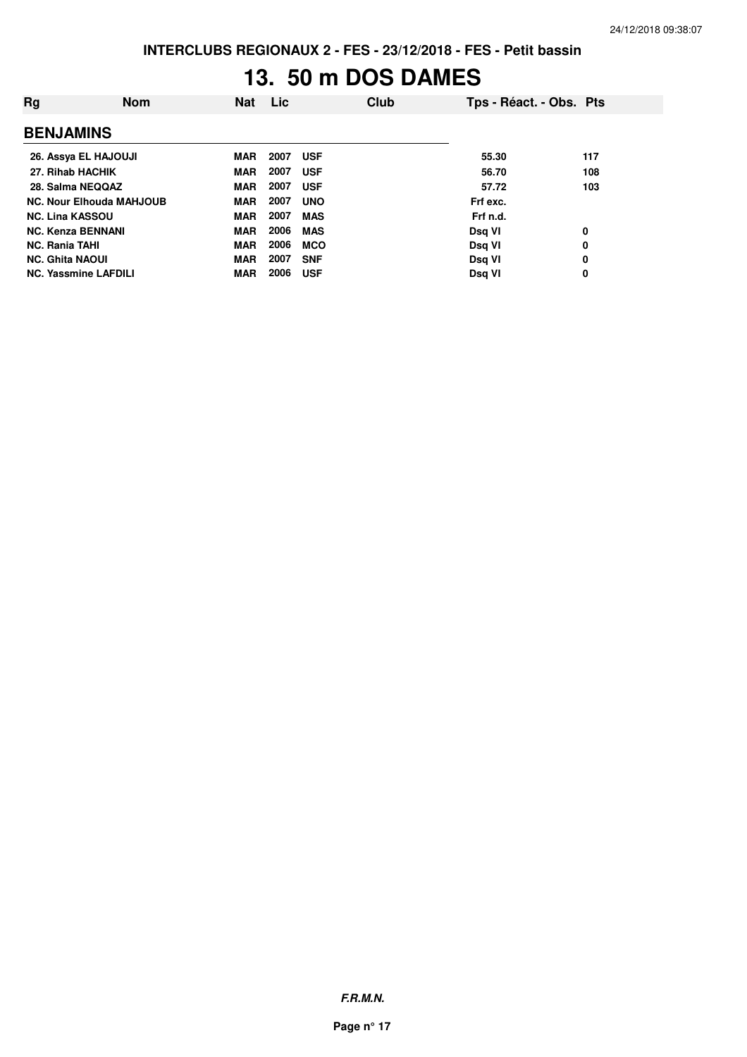INTERCLUBS REGIONAUX 2 - FES - 23/12/2018 - FES - Petit bassin

# 13. 50 m DOS DAMES

| Rg | Nom | Nat | Lic | Club | Tps - Réact. - Obs. | Pts |
|---|---|---|---|---|---|---|
| **BENJAMINS** | | | | | | |
| 26. | Assya EL HAJOUJI | MAR | 2007 | USF | 55.30 | 117 |
| 27. | Rihab HACHIK | MAR | 2007 | USF | 56.70 | 108 |
| 28. | Salma NEQQAZ | MAR | 2007 | USF | 57.72 | 103 |
| NC. | Nour Elhouda MAHJOUB | MAR | 2007 | UNO | Frf exc. | |
| NC. | Lina KASSOU | MAR | 2007 | MAS | Frf n.d. | |
| NC. | Kenza BENNANI | MAR | 2006 | MAS | Dsq VI | 0 |
| NC. | Rania TAHI | MAR | 2006 | MCO | Dsq VI | 0 |
| NC. | Ghita NAOUI | MAR | 2007 | SNF | Dsq VI | 0 |
| NC. | Yassmine LAFDILI | MAR | 2006 | USF | Dsq VI | 0 |

*F.R.M.N.*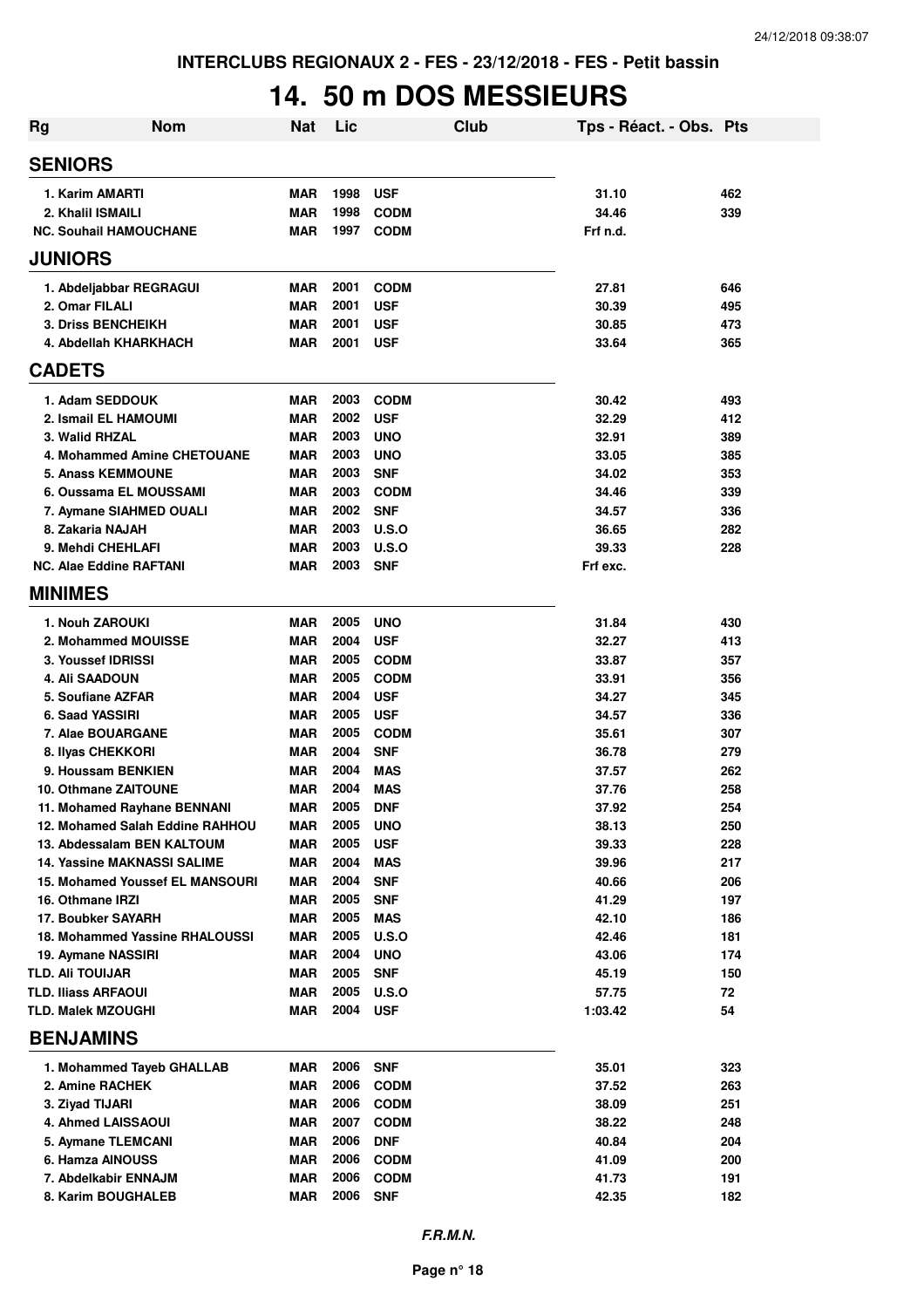INTERCLUBS REGIONAUX 2 - FES - 23/12/2018 - FES - Petit bassin

# 14. 50 m DOS MESSIEURS

| Rg | Nom | Nat | Lic | Club | Tps - Réact. - Obs. | Pts |
|---|---|---|---|---|---|---|
| **SENIORS** | | | | | | |
| 1. | Karim AMARTI | MAR | 1998 | USF | 31.10 | 462 |
| 2. | Khalil ISMAILI | MAR | 1998 | CODM | 34.46 | 339 |
| NC. | Souhail HAMOUCHANE | MAR | 1997 | CODM | Frf n.d. | |
| **JUNIORS** | | | | | | |
| 1. | Abdeljabbar REGRAGUI | MAR | 2001 | CODM | 27.81 | 646 |
| 2. | Omar FILALI | MAR | 2001 | USF | 30.39 | 495 |
| 3. | Driss BENCHEIKH | MAR | 2001 | USF | 30.85 | 473 |
| 4. | Abdellah KHARKHACH | MAR | 2001 | USF | 33.64 | 365 |
| **CADETS** | | | | | | |
| 1. | Adam SEDDOUK | MAR | 2003 | CODM | 30.42 | 493 |
| 2. | Ismail EL HAMOUMI | MAR | 2002 | USF | 32.29 | 412 |
| 3. | Walid RHZAL | MAR | 2003 | UNO | 32.91 | 389 |
| 4. | Mohammed Amine CHETOUANE | MAR | 2003 | UNO | 33.05 | 385 |
| 5. | Anass KEMMOUNE | MAR | 2003 | SNF | 34.02 | 353 |
| 6. | Oussama EL MOUSSAMI | MAR | 2003 | CODM | 34.46 | 339 |
| 7. | Aymane SIAHMED OUALI | MAR | 2002 | SNF | 34.57 | 336 |
| 8. | Zakaria NAJAH | MAR | 2003 | U.S.O | 36.65 | 282 |
| 9. | Mehdi CHEHLAFI | MAR | 2003 | U.S.O | 39.33 | 228 |
| NC. | Alae Eddine RAFTANI | MAR | 2003 | SNF | Frf exc. | |
| **MINIMES** | | | | | | |
| 1. | Nouh ZAROUKI | MAR | 2005 | UNO | 31.84 | 430 |
| 2. | Mohammed MOUISSE | MAR | 2004 | USF | 32.27 | 413 |
| 3. | Youssef IDRISSI | MAR | 2005 | CODM | 33.87 | 357 |
| 4. | Ali SAADOUN | MAR | 2005 | CODM | 33.91 | 356 |
| 5. | Soufiane AZFAR | MAR | 2004 | USF | 34.27 | 345 |
| 6. | Saad YASSIRI | MAR | 2005 | USF | 34.57 | 336 |
| 7. | Alae BOUARGANE | MAR | 2005 | CODM | 35.61 | 307 |
| 8. | Ilyas CHEKKORI | MAR | 2004 | SNF | 36.78 | 279 |
| 9. | Houssam BENKIEN | MAR | 2004 | MAS | 37.57 | 262 |
| 10. | Othmane ZAITOUNE | MAR | 2004 | MAS | 37.76 | 258 |
| 11. | Mohamed Rayhane BENNANI | MAR | 2005 | DNF | 37.92 | 254 |
| 12. | Mohamed Salah Eddine RAHHOU | MAR | 2005 | UNO | 38.13 | 250 |
| 13. | Abdessalam BEN KALTOUM | MAR | 2005 | USF | 39.33 | 228 |
| 14. | Yassine MAKNASSI SALIME | MAR | 2004 | MAS | 39.96 | 217 |
| 15. | Mohamed Youssef EL MANSOURI | MAR | 2004 | SNF | 40.66 | 206 |
| 16. | Othmane IRZI | MAR | 2005 | SNF | 41.29 | 197 |
| 17. | Boubker SAYARH | MAR | 2005 | MAS | 42.10 | 186 |
| 18. | Mohammed Yassine RHALOUSSI | MAR | 2005 | U.S.O | 42.46 | 181 |
| 19. | Aymane NASSIRI | MAR | 2004 | UNO | 43.06 | 174 |
| TLD. | Ali TOUIJAR | MAR | 2005 | SNF | 45.19 | 150 |
| TLD. | Iliass ARFAOUI | MAR | 2005 | U.S.O | 57.75 | 72 |
| TLD. | Malek MZOUGHI | MAR | 2004 | USF | 1:03.42 | 54 |
| **BENJAMINS** | | | | | | |
| 1. | Mohammed Tayeb GHALLAB | MAR | 2006 | SNF | 35.01 | 323 |
| 2. | Amine RACHEK | MAR | 2006 | CODM | 37.52 | 263 |
| 3. | Ziyad TIJARI | MAR | 2006 | CODM | 38.09 | 251 |
| 4. | Ahmed LAISSAOUI | MAR | 2007 | CODM | 38.22 | 248 |
| 5. | Aymane TLEMCANI | MAR | 2006 | DNF | 40.84 | 204 |
| 6. | Hamza AINOUSS | MAR | 2006 | CODM | 41.09 | 200 |
| 7. | Abdelkabir ENNAJM | MAR | 2006 | CODM | 41.73 | 191 |
| 8. | Karim BOUGHALEB | MAR | 2006 | SNF | 42.35 | 182 |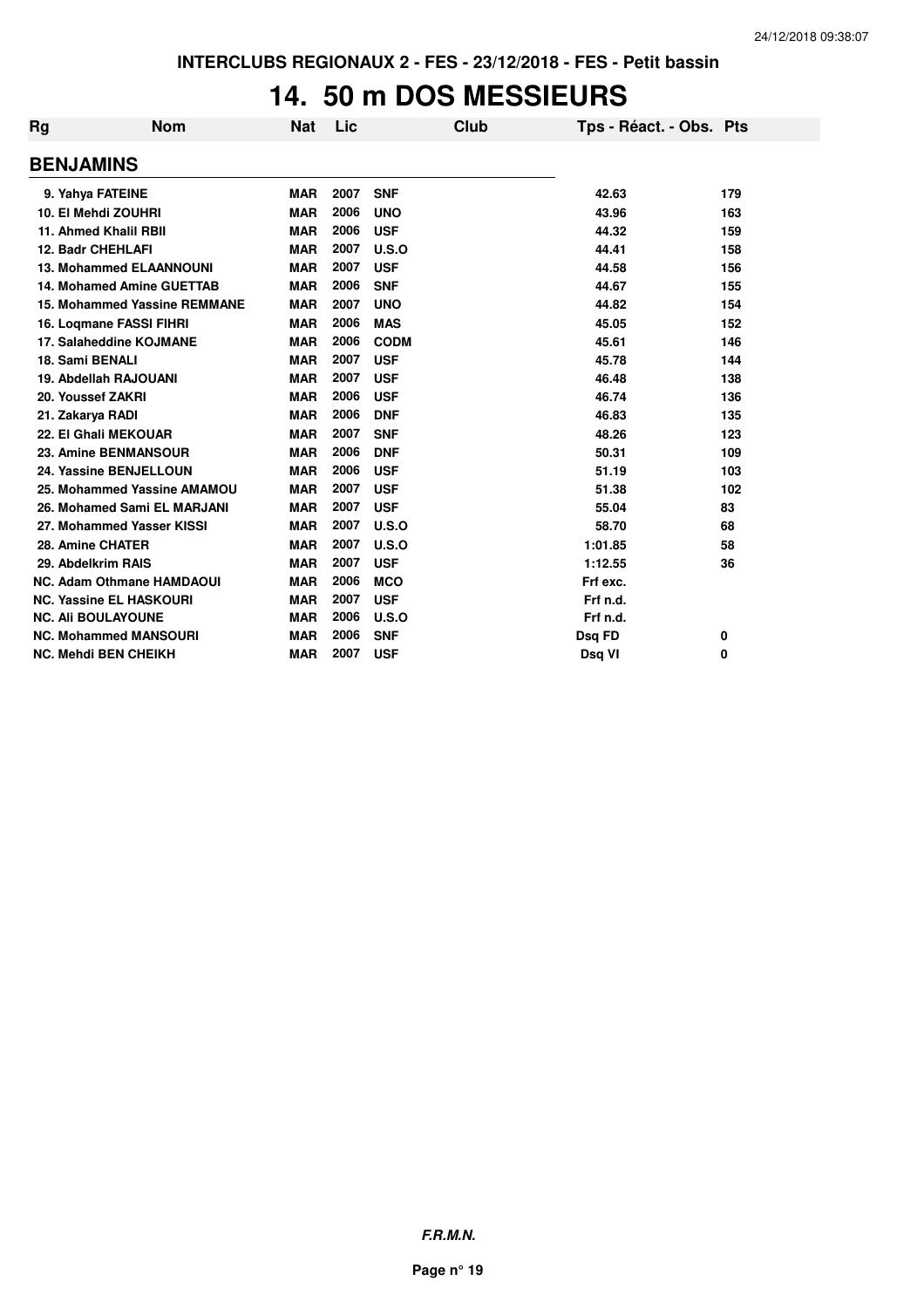# 14. 50 m DOS MESSIEURS

| Rg | Nom | Nat | Lic | Club | Tps - Réact. - Obs. | Pts |
|---|---|---|---|---|---|---|
| **BENJAMINS** | | | | | | |
| 9. Yahya FATEINE | | MAR | 2007 | SNF | 42.63 | 179 |
| 10. El Mehdi ZOUHRI | | MAR | 2006 | UNO | 43.96 | 163 |
| 11. Ahmed Khalil RBII | | MAR | 2006 | USF | 44.32 | 159 |
| 12. Badr CHEHLAFI | | MAR | 2007 | U.S.O | 44.41 | 158 |
| 13. Mohammed ELAANNOUNI | | MAR | 2007 | USF | 44.58 | 156 |
| 14. Mohamed Amine GUETTAB | | MAR | 2006 | SNF | 44.67 | 155 |
| 15. Mohammed Yassine REMMANE | | MAR | 2007 | UNO | 44.82 | 154 |
| 16. Loqmane FASSI FIHRI | | MAR | 2006 | MAS | 45.05 | 152 |
| 17. Salaheddine KOJMANE | | MAR | 2006 | CODM | 45.61 | 146 |
| 18. Sami BENALI | | MAR | 2007 | USF | 45.78 | 144 |
| 19. Abdellah RAJOUANI | | MAR | 2007 | USF | 46.48 | 138 |
| 20. Youssef ZAKRI | | MAR | 2006 | USF | 46.74 | 136 |
| 21. Zakarya RADI | | MAR | 2006 | DNF | 46.83 | 135 |
| 22. El Ghali MEKOUAR | | MAR | 2007 | SNF | 48.26 | 123 |
| 23. Amine BENMANSOUR | | MAR | 2006 | DNF | 50.31 | 109 |
| 24. Yassine BENJELLOUN | | MAR | 2006 | USF | 51.19 | 103 |
| 25. Mohammed Yassine AMAMOU | | MAR | 2007 | USF | 51.38 | 102 |
| 26. Mohamed Sami EL MARJANI | | MAR | 2007 | USF | 55.04 | 83 |
| 27. Mohammed Yasser KISSI | | MAR | 2007 | U.S.O | 58.70 | 68 |
| 28. Amine CHATER | | MAR | 2007 | U.S.O | 1:01.85 | 58 |
| 29. Abdelkrim RAIS | | MAR | 2007 | USF | 1:12.55 | 36 |
| NC. Adam Othmane HAMDAOUI | | MAR | 2006 | MCO | Frf exc. | |
| NC. Yassine EL HASKOURI | | MAR | 2007 | USF | Frf n.d. | |
| NC. Ali BOULAYOUNE | | MAR | 2006 | U.S.O | Frf n.d. | |
| NC. Mohammed MANSOURI | | MAR | 2006 | SNF | Dsq FD | 0 |
| NC. Mehdi BEN CHEIKH | | MAR | 2007 | USF | Dsq VI | 0 |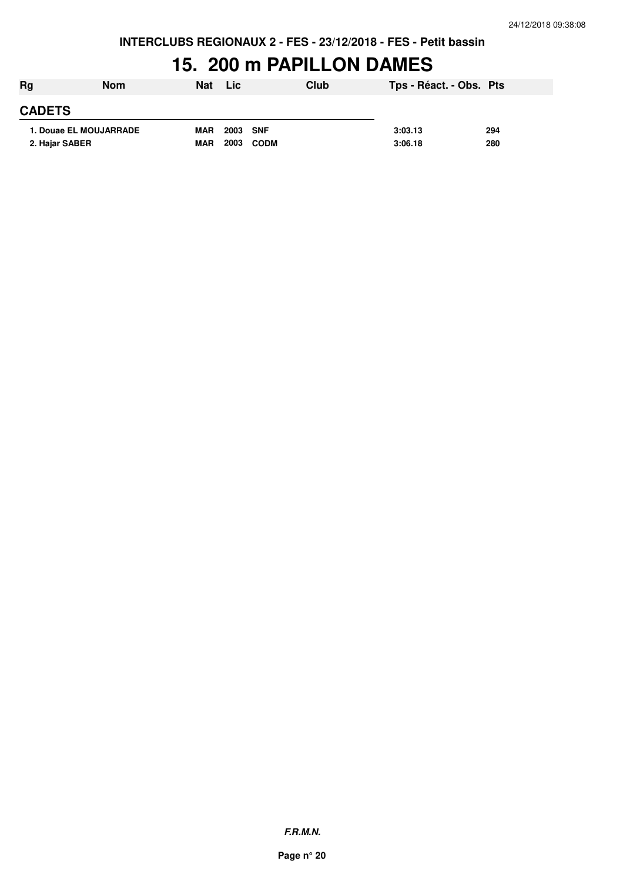INTERCLUBS REGIONAUX 2 - FES - 23/12/2018 - FES - Petit bassin

# 15. 200 m PAPILLON DAMES

| Rg | Nom | Nat | Lic | Club | Tps - Réact. - Obs. | Pts |
|---|---|---|---|---|---|---|
| **CADETS** | | | | | | |
| 1. | Douae EL MOUJARRADE | MAR | 2003 | SNF | 3:03.13 | 294 |
| 2. | Hajar SABER | MAR | 2003 | CODM | 3:06.18 | 280 |

*F.R.M.N.*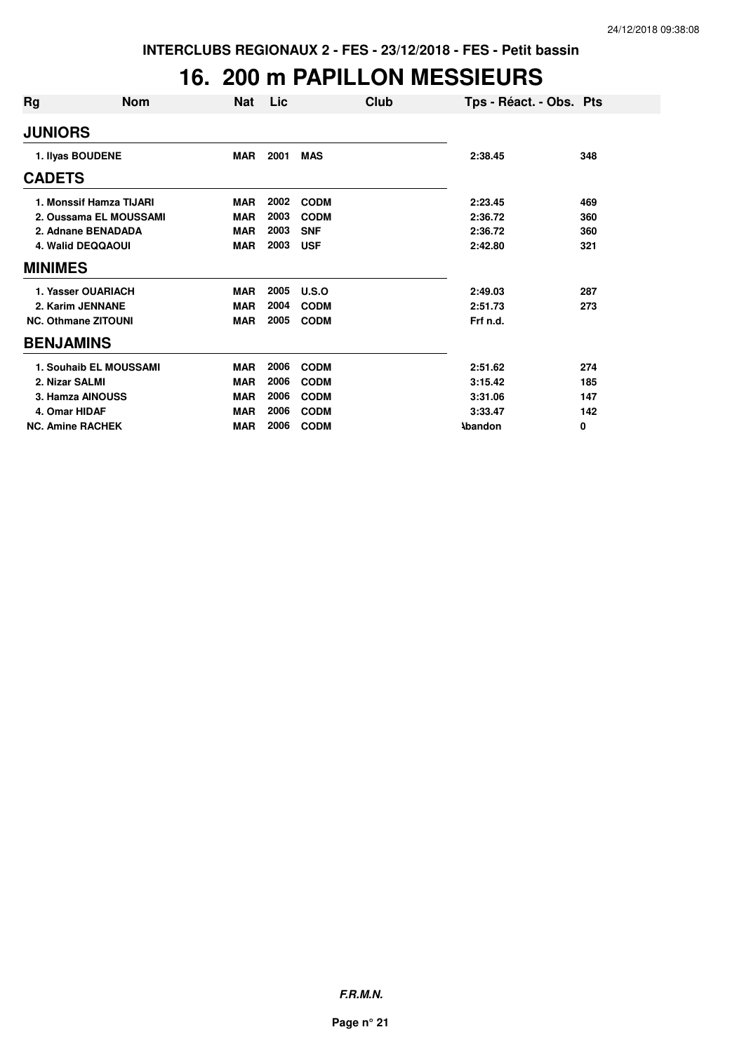INTERCLUBS REGIONAUX 2 - FES - 23/12/2018 - FES - Petit bassin

# 16. 200 m PAPILLON MESSIEURS

| Rg | Nom | Nat | Lic | Club | Tps - Réact. - Obs. | Pts |
|---|---|---|---|---|---|---|
| **JUNIORS** | | | | | | |
| 1. | Ilyas BOUDENE | MAR | 2001 | MAS | 2:38.45 | 348 |
| **CADETS** | | | | | | |
| 1. | Monssif Hamza TIJARI | MAR | 2002 | CODM | 2:23.45 | 469 |
| 2. | Oussama EL MOUSSAMI | MAR | 2003 | CODM | 2:36.72 | 360 |
| 2. | Adnane BENADADA | MAR | 2003 | SNF | 2:36.72 | 360 |
| 4. | Walid DEQQAOUI | MAR | 2003 | USF | 2:42.80 | 321 |
| **MINIMES** | | | | | | |
| 1. | Yasser OUARIACH | MAR | 2005 | U.S.O | 2:49.03 | 287 |
| 2. | Karim JENNANE | MAR | 2004 | CODM | 2:51.73 | 273 |
| NC. | Othmane ZITOUNI | MAR | 2005 | CODM | Frf n.d. | |
| **BENJAMINS** | | | | | | |
| 1. | Souhaib EL MOUSSAMI | MAR | 2006 | CODM | 2:51.62 | 274 |
| 2. | Nizar SALMI | MAR | 2006 | CODM | 3:15.42 | 185 |
| 3. | Hamza AINOUSS | MAR | 2006 | CODM | 3:31.06 | 147 |
| 4. | Omar HIDAF | MAR | 2006 | CODM | 3:33.47 | 142 |
| NC. | Amine RACHEK | MAR | 2006 | CODM | Abandon | 0 |

***F.R.M.N.***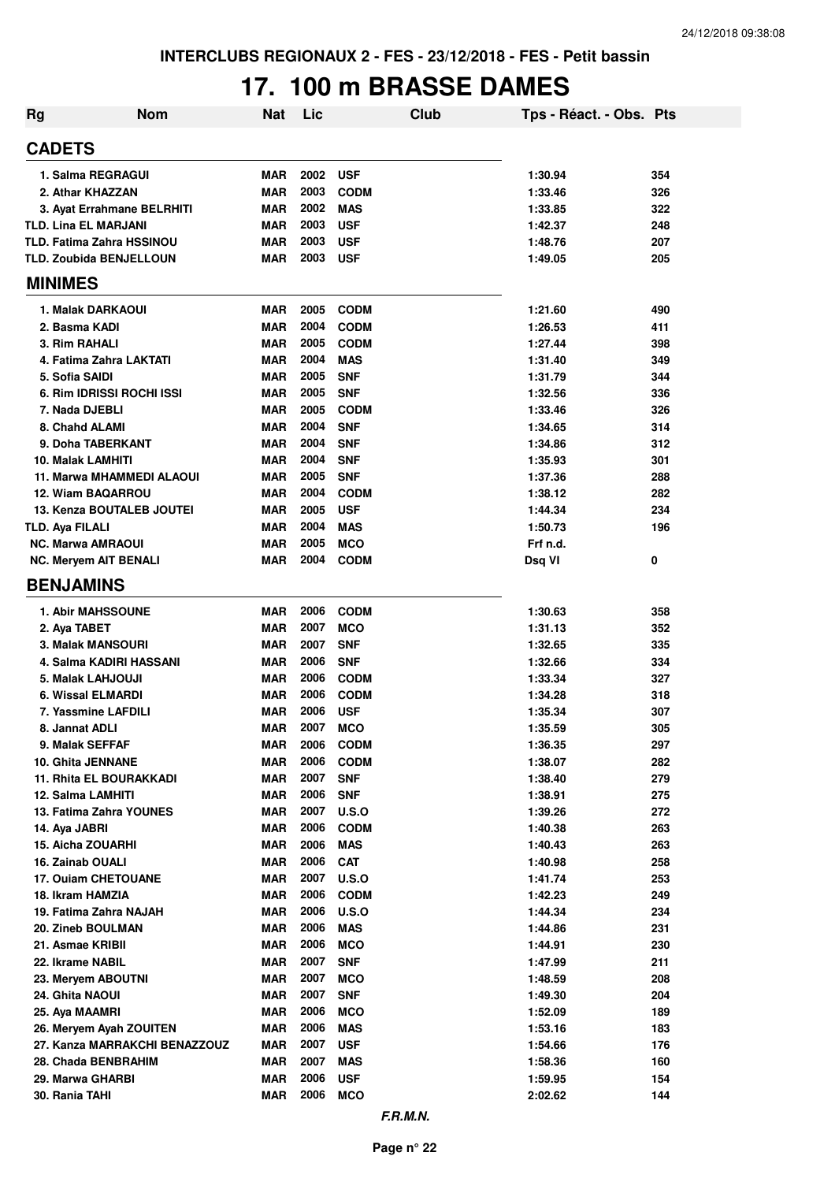INTERCLUBS REGIONAUX 2 - FES - 23/12/2018 - FES - Petit bassin

# 17. 100 m BRASSE DAMES

| Rg | Nom | Nat | Lic | Club | Tps - Réact. - Obs. | Pts |
|---|---|---|---|---|---|---|
| **CADETS** | | | | | | |
| 1. Salma REGRAGUI | | MAR | 2002 | USF | 1:30.94 | 354 |
| 2. Athar KHAZZAN | | MAR | 2003 | CODM | 1:33.46 | 326 |
| 3. Ayat Errahmane BELRHITI | | MAR | 2002 | MAS | 1:33.85 | 322 |
| TLD. Lina EL MARJANI | | MAR | 2003 | USF | 1:42.37 | 248 |
| TLD. Fatima Zahra HSSINOU | | MAR | 2003 | USF | 1:48.76 | 207 |
| TLD. Zoubida BENJELLOUN | | MAR | 2003 | USF | 1:49.05 | 205 |
| **MINIMES** | | | | | | |
| 1. Malak DARKAOUI | | MAR | 2005 | CODM | 1:21.60 | 490 |
| 2. Basma KADI | | MAR | 2004 | CODM | 1:26.53 | 411 |
| 3. Rim RAHALI | | MAR | 2005 | CODM | 1:27.44 | 398 |
| 4. Fatima Zahra LAKTATI | | MAR | 2004 | MAS | 1:31.40 | 349 |
| 5. Sofia SAIDI | | MAR | 2005 | SNF | 1:31.79 | 344 |
| 6. Rim IDRISSI ROCHI ISSI | | MAR | 2005 | SNF | 1:32.56 | 336 |
| 7. Nada DJEBLI | | MAR | 2005 | CODM | 1:33.46 | 326 |
| 8. Chahd ALAMI | | MAR | 2004 | SNF | 1:34.65 | 314 |
| 9. Doha TABERKANT | | MAR | 2004 | SNF | 1:34.86 | 312 |
| 10. Malak LAMHITI | | MAR | 2004 | SNF | 1:35.93 | 301 |
| 11. Marwa MHAMMEDI ALAOUI | | MAR | 2005 | SNF | 1:37.36 | 288 |
| 12. Wiam BAQARROU | | MAR | 2004 | CODM | 1:38.12 | 282 |
| 13. Kenza BOUTALEB JOUTEI | | MAR | 2005 | USF | 1:44.34 | 234 |
| TLD. Aya FILALI | | MAR | 2004 | MAS | 1:50.73 | 196 |
| NC. Marwa AMRAOUI | | MAR | 2005 | MCO | Frf n.d. | |
| NC. Meryem AIT BENALI | | MAR | 2004 | CODM | Dsq VI | 0 |
| **BENJAMINS** | | | | | | |
| 1. Abir MAHSSOUNE | | MAR | 2006 | CODM | 1:30.63 | 358 |
| 2. Aya TABET | | MAR | 2007 | MCO | 1:31.13 | 352 |
| 3. Malak MANSOURI | | MAR | 2007 | SNF | 1:32.65 | 335 |
| 4. Salma KADIRI HASSANI | | MAR | 2006 | SNF | 1:32.66 | 334 |
| 5. Malak LAHJOUJI | | MAR | 2006 | CODM | 1:33.34 | 327 |
| 6. Wissal ELMARDI | | MAR | 2006 | CODM | 1:34.28 | 318 |
| 7. Yassmine LAFDILI | | MAR | 2006 | USF | 1:35.34 | 307 |
| 8. Jannat ADLI | | MAR | 2007 | MCO | 1:35.59 | 305 |
| 9. Malak SEFFAF | | MAR | 2006 | CODM | 1:36.35 | 297 |
| 10. Ghita JENNANE | | MAR | 2006 | CODM | 1:38.07 | 282 |
| 11. Rhita EL BOURAKKADI | | MAR | 2007 | SNF | 1:38.40 | 279 |
| 12. Salma LAMHITI | | MAR | 2006 | SNF | 1:38.91 | 275 |
| 13. Fatima Zahra YOUNES | | MAR | 2007 | U.S.O | 1:39.26 | 272 |
| 14. Aya JABRI | | MAR | 2006 | CODM | 1:40.38 | 263 |
| 15. Aicha ZOUARHI | | MAR | 2006 | MAS | 1:40.43 | 263 |
| 16. Zainab OUALI | | MAR | 2006 | CAT | 1:40.98 | 258 |
| 17. Ouiam CHETOUANE | | MAR | 2007 | U.S.O | 1:41.74 | 253 |
| 18. Ikram HAMZIA | | MAR | 2006 | CODM | 1:42.23 | 249 |
| 19. Fatima Zahra NAJAH | | MAR | 2006 | U.S.O | 1:44.34 | 234 |
| 20. Zineb BOULMAN | | MAR | 2006 | MAS | 1:44.86 | 231 |
| 21. Asmae KRIBII | | MAR | 2006 | MCO | 1:44.91 | 230 |
| 22. Ikrame NABIL | | MAR | 2007 | SNF | 1:47.99 | 211 |
| 23. Meryem ABOUTNI | | MAR | 2007 | MCO | 1:48.59 | 208 |
| 24. Ghita NAOUI | | MAR | 2007 | SNF | 1:49.30 | 204 |
| 25. Aya MAAMRI | | MAR | 2006 | MCO | 1:52.09 | 189 |
| 26. Meryem Ayah ZOUITEN | | MAR | 2006 | MAS | 1:53.16 | 183 |
| 27. Kanza MARRAKCHI BENAZZOUZ | | MAR | 2007 | USF | 1:54.66 | 176 |
| 28. Chada BENBRAHIM | | MAR | 2007 | MAS | 1:58.36 | 160 |
| 29. Marwa GHARBI | | MAR | 2006 | USF | 1:59.95 | 154 |
| 30. Rania TAHI | | MAR | 2006 | MCO | 2:02.62 | 144 |

*F.R.M.N.*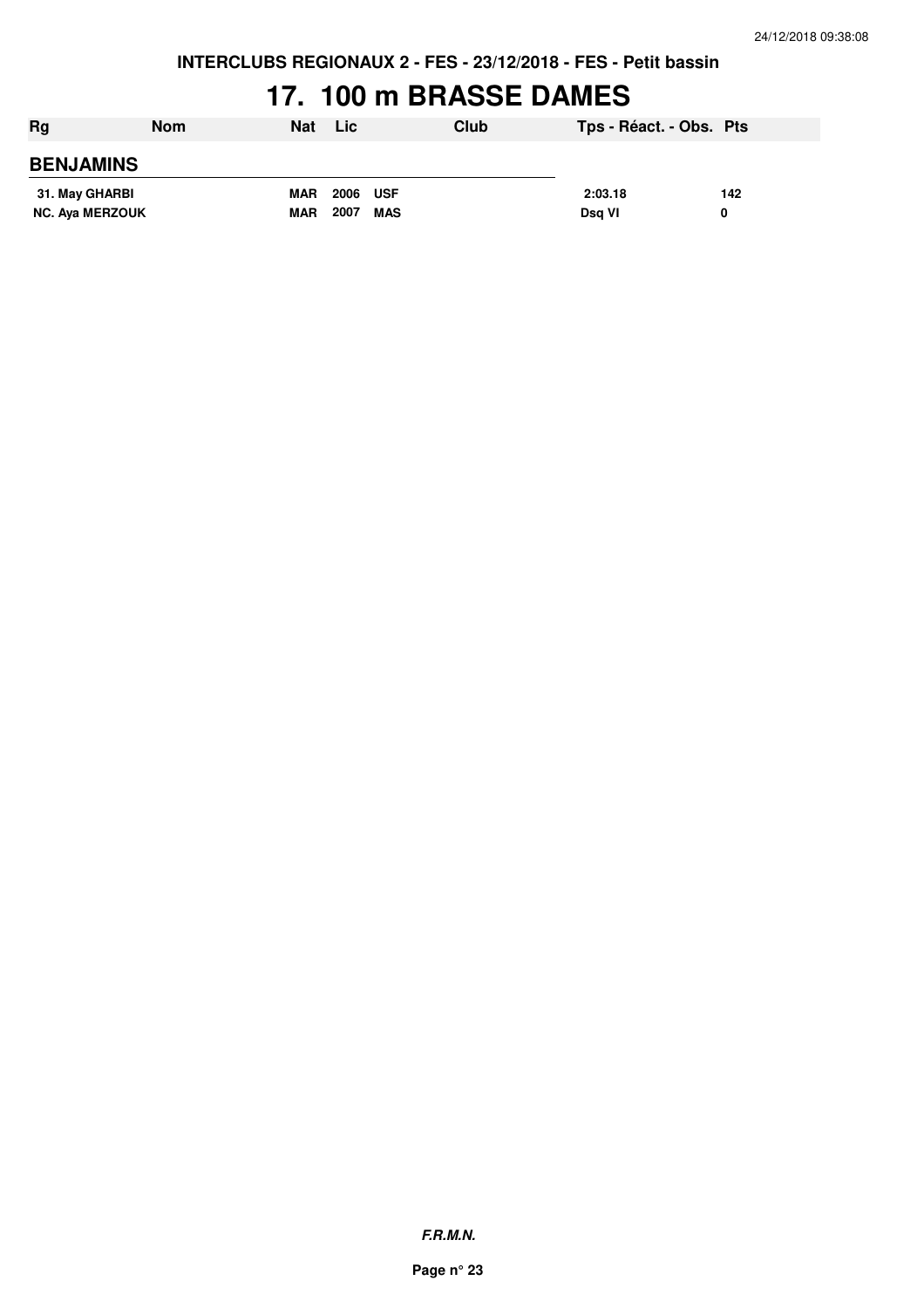# 17. 100 m BRASSE DAMES

| Rg | Nom | Nat | Lic | Club | Tps - Réact. - Obs. | Pts |
|---|---|---|---|---|---|---|
| **BENJAMINS** | | | | | | |
| 31. | May GHARBI | MAR | 2006 | USF | 2:03.18 | 142 |
| NC. | Aya MERZOUK | MAR | 2007 | MAS | Dsq VI | 0 |

***F.R.M.N.***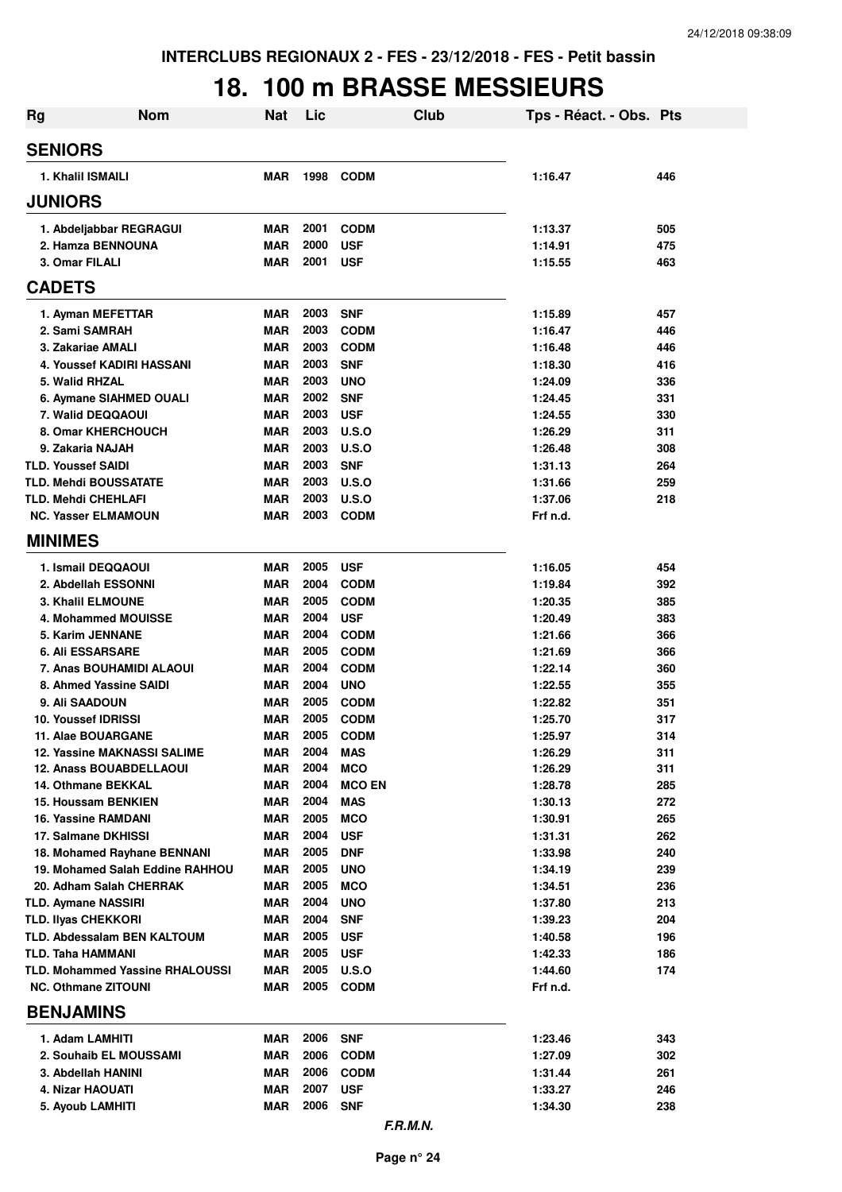INTERCLUBS REGIONAUX 2 - FES - 23/12/2018 - FES - Petit bassin

# 18. 100 m BRASSE MESSIEURS

| Rg | Nom | Nat | Lic | Club | Tps - Réact. - Obs. | Pts |
|---|---|---|---|---|---|---|
| **SENIORS** | | | | | | |
| 1. Khalil ISMAILI | | MAR | 1998 | CODM | 1:16.47 | 446 |
| **JUNIORS** | | | | | | |
| 1. Abdeljabbar REGRAGUI | | MAR | 2001 | CODM | 1:13.37 | 505 |
| 2. Hamza BENNOUNA | | MAR | 2000 | USF | 1:14.91 | 475 |
| 3. Omar FILALI | | MAR | 2001 | USF | 1:15.55 | 463 |
| **CADETS** | | | | | | |
| 1. Ayman MEFETTAR | | MAR | 2003 | SNF | 1:15.89 | 457 |
| 2. Sami SAMRAH | | MAR | 2003 | CODM | 1:16.47 | 446 |
| 3. Zakariae AMALI | | MAR | 2003 | CODM | 1:16.48 | 446 |
| 4. Youssef KADIRI HASSANI | | MAR | 2003 | SNF | 1:18.30 | 416 |
| 5. Walid RHZAL | | MAR | 2003 | UNO | 1:24.09 | 336 |
| 6. Aymane SIAHMED OUALI | | MAR | 2002 | SNF | 1:24.45 | 331 |
| 7. Walid DEQQAOUI | | MAR | 2003 | USF | 1:24.55 | 330 |
| 8. Omar KHERCHOUCH | | MAR | 2003 | U.S.O | 1:26.29 | 311 |
| 9. Zakaria NAJAH | | MAR | 2003 | U.S.O | 1:26.48 | 308 |
| TLD. Youssef SAIDI | | MAR | 2003 | SNF | 1:31.13 | 264 |
| TLD. Mehdi BOUSSATATE | | MAR | 2003 | U.S.O | 1:31.66 | 259 |
| TLD. Mehdi CHEHLAFI | | MAR | 2003 | U.S.O | 1:37.06 | 218 |
| NC. Yasser ELMAMOUN | | MAR | 2003 | CODM | Frf n.d. | |
| **MINIMES** | | | | | | |
| 1. Ismail DEQQAOUI | | MAR | 2005 | USF | 1:16.05 | 454 |
| 2. Abdellah ESSONNI | | MAR | 2004 | CODM | 1:19.84 | 392 |
| 3. Khalil ELMOUNE | | MAR | 2005 | CODM | 1:20.35 | 385 |
| 4. Mohammed MOUISSE | | MAR | 2004 | USF | 1:20.49 | 383 |
| 5. Karim JENNANE | | MAR | 2004 | CODM | 1:21.66 | 366 |
| 6. Ali ESSARSARE | | MAR | 2005 | CODM | 1:21.69 | 366 |
| 7. Anas BOUHAMIDI ALAOUI | | MAR | 2004 | CODM | 1:22.14 | 360 |
| 8. Ahmed Yassine SAIDI | | MAR | 2004 | UNO | 1:22.55 | 355 |
| 9. Ali SAADOUN | | MAR | 2005 | CODM | 1:22.82 | 351 |
| 10. Youssef IDRISSI | | MAR | 2005 | CODM | 1:25.70 | 317 |
| 11. Alae BOUARGANE | | MAR | 2005 | CODM | 1:25.97 | 314 |
| 12. Yassine MAKNASSI SALIME | | MAR | 2004 | MAS | 1:26.29 | 311 |
| 12. Anass BOUABDELLAOUI | | MAR | 2004 | MCO | 1:26.29 | 311 |
| 14. Othmane BEKKAL | | MAR | 2004 | MCO EN | 1:28.78 | 285 |
| 15. Houssam BENKIEN | | MAR | 2004 | MAS | 1:30.13 | 272 |
| 16. Yassine RAMDANI | | MAR | 2005 | MCO | 1:30.91 | 265 |
| 17. Salmane DKHISSI | | MAR | 2004 | USF | 1:31.31 | 262 |
| 18. Mohamed Rayhane BENNANI | | MAR | 2005 | DNF | 1:33.98 | 240 |
| 19. Mohamed Salah Eddine RAHHOU | | MAR | 2005 | UNO | 1:34.19 | 239 |
| 20. Adham Salah CHERRAK | | MAR | 2005 | MCO | 1:34.51 | 236 |
| TLD. Aymane NASSIRI | | MAR | 2004 | UNO | 1:37.80 | 213 |
| TLD. Ilyas CHEKKORI | | MAR | 2004 | SNF | 1:39.23 | 204 |
| TLD. Abdessalam BEN KALTOUM | | MAR | 2005 | USF | 1:40.58 | 196 |
| TLD. Taha HAMMANI | | MAR | 2005 | USF | 1:42.33 | 186 |
| TLD. Mohammed Yassine RHALOUSSI | | MAR | 2005 | U.S.O | 1:44.60 | 174 |
| NC. Othmane ZITOUNI | | MAR | 2005 | CODM | Frf n.d. | |
| **BENJAMINS** | | | | | | |
| 1. Adam LAMHITI | | MAR | 2006 | SNF | 1:23.46 | 343 |
| 2. Souhaib EL MOUSSAMI | | MAR | 2006 | CODM | 1:27.09 | 302 |
| 3. Abdellah HANINI | | MAR | 2006 | CODM | 1:31.44 | 261 |
| 4. Nizar HAOUATI | | MAR | 2007 | USF | 1:33.27 | 246 |
| 5. Ayoub LAMHITI | | MAR | 2006 | SNF | 1:34.30 | 238 |

*F.R.M.N.*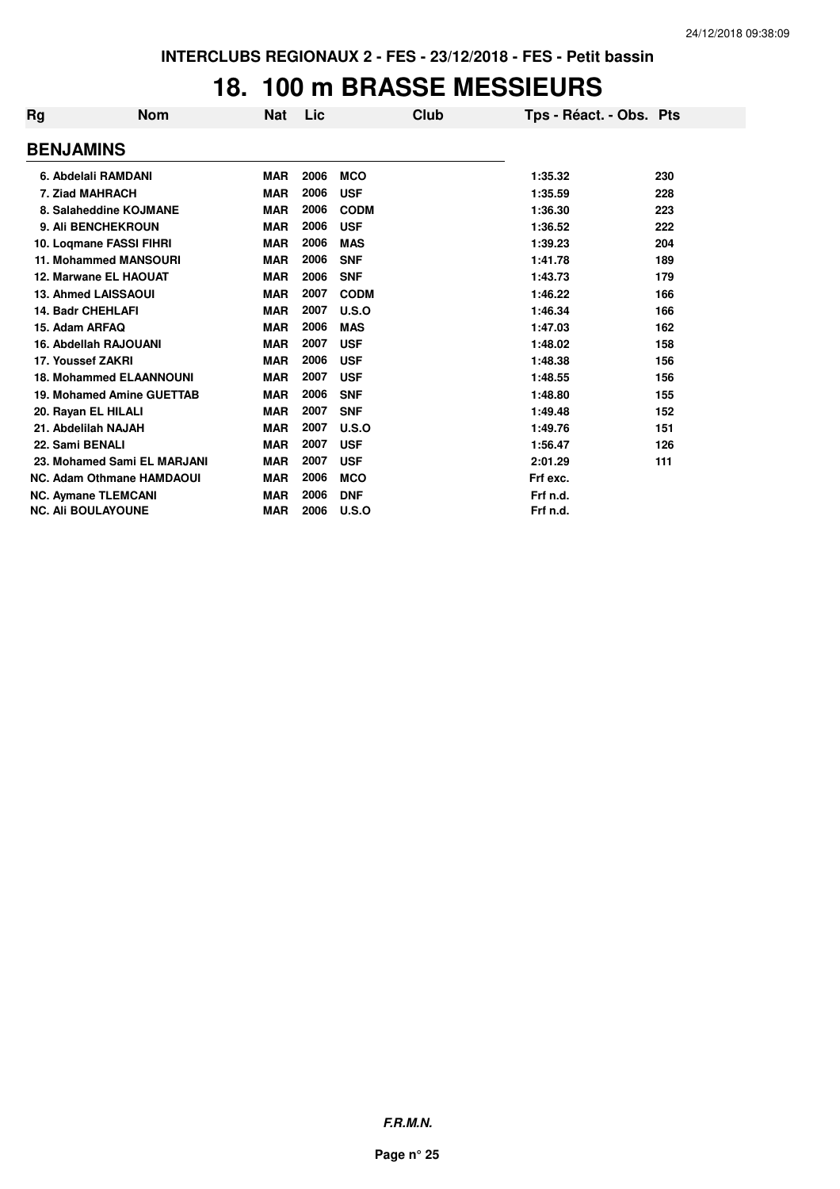# 18. 100 m BRASSE MESSIEURS

| Rg | Nom | Nat | Lic | Club | Tps - Réact. - Obs. | Pts |
|---|---|---|---|---|---|---|
| **BENJAMINS** | | | | | | |
| 6. Abdelali RAMDANI | | MAR | 2006 | MCO | 1:35.32 | 230 |
| 7. Ziad MAHRACH | | MAR | 2006 | USF | 1:35.59 | 228 |
| 8. Salaheddine KOJMANE | | MAR | 2006 | CODM | 1:36.30 | 223 |
| 9. Ali BENCHEKROUN | | MAR | 2006 | USF | 1:36.52 | 222 |
| 10. Loqmane FASSI FIHRI | | MAR | 2006 | MAS | 1:39.23 | 204 |
| 11. Mohammed MANSOURI | | MAR | 2006 | SNF | 1:41.78 | 189 |
| 12. Marwane EL HAOUAT | | MAR | 2006 | SNF | 1:43.73 | 179 |
| 13. Ahmed LAISSAOUI | | MAR | 2007 | CODM | 1:46.22 | 166 |
| 14. Badr CHEHLAFI | | MAR | 2007 | U.S.O | 1:46.34 | 166 |
| 15. Adam ARFAQ | | MAR | 2006 | MAS | 1:47.03 | 162 |
| 16. Abdellah RAJOUANI | | MAR | 2007 | USF | 1:48.02 | 158 |
| 17. Youssef ZAKRI | | MAR | 2006 | USF | 1:48.38 | 156 |
| 18. Mohammed ELAANNOUNI | | MAR | 2007 | USF | 1:48.55 | 156 |
| 19. Mohamed Amine GUETTAB | | MAR | 2006 | SNF | 1:48.80 | 155 |
| 20. Rayan EL HILALI | | MAR | 2007 | SNF | 1:49.48 | 152 |
| 21. Abdelilah NAJAH | | MAR | 2007 | U.S.O | 1:49.76 | 151 |
| 22. Sami BENALI | | MAR | 2007 | USF | 1:56.47 | 126 |
| 23. Mohamed Sami EL MARJANI | | MAR | 2007 | USF | 2:01.29 | 111 |
| NC. Adam Othmane HAMDAOUI | | MAR | 2006 | MCO | Frf exc. | |
| NC. Aymane TLEMCANI | | MAR | 2006 | DNF | Frf n.d. | |
| NC. Ali BOULAYOUNE | | MAR | 2006 | U.S.O | Frf n.d. | |

***F.R.M.N.***